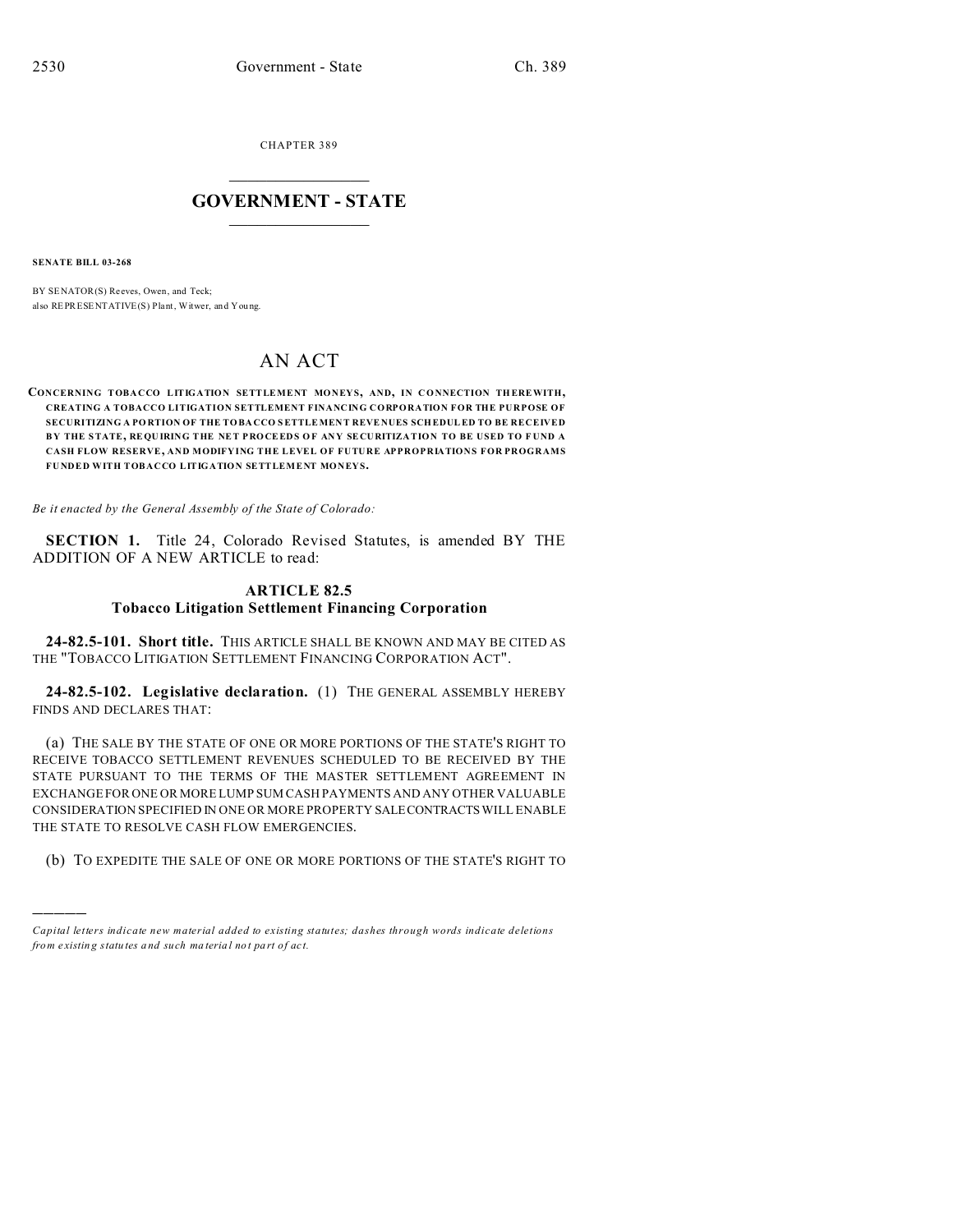CHAPTER 389

# GOVERNMENT - STATE

**SENATE BILL 03-268**

BY SENATOR(S) Reeves, Owen, and Teck;
also REPRESENTATIVE(S) Plant, Witwer, and Young.

# AN ACT

**CONCERNING TOBACCO LITIGATION SETTLEMENT MONEYS, AND, IN CONNECTION THEREWITH, CREATING A TOBACCO LITIGATION SETTLEMENT FINANCING CORPORATION FOR THE PURPOSE OF SECURITIZING A PORTION OF THE TOBACCO SETTLEMENT REVENUES SCHEDULED TO BE RECEIVED BY THE STATE, REQUIRING THE NET PROCEEDS OF ANY SECURITIZATION TO BE USED TO FUND A CASH FLOW RESERVE, AND MODIFYING THE LEVEL OF FUTURE APPROPRIATIONS FOR PROGRAMS FUNDED WITH TOBACCO LITIGATION SETTLEMENT MONEYS.**

*Be it enacted by the General Assembly of the State of Colorado:*

**SECTION 1.** Title 24, Colorado Revised Statutes, is amended BY THE ADDITION OF A NEW ARTICLE to read:

## ARTICLE 82.5
## Tobacco Litigation Settlement Financing Corporation

**24-82.5-101. Short title.** THIS ARTICLE SHALL BE KNOWN AND MAY BE CITED AS THE "TOBACCO LITIGATION SETTLEMENT FINANCING CORPORATION ACT".

**24-82.5-102. Legislative declaration.** (1) THE GENERAL ASSEMBLY HEREBY FINDS AND DECLARES THAT:

(a) THE SALE BY THE STATE OF ONE OR MORE PORTIONS OF THE STATE'S RIGHT TO RECEIVE TOBACCO SETTLEMENT REVENUES SCHEDULED TO BE RECEIVED BY THE STATE PURSUANT TO THE TERMS OF THE MASTER SETTLEMENT AGREEMENT IN EXCHANGE FOR ONE OR MORE LUMP SUM CASH PAYMENTS AND ANY OTHER VALUABLE CONSIDERATION SPECIFIED IN ONE OR MORE PROPERTY SALE CONTRACTS WILL ENABLE THE STATE TO RESOLVE CASH FLOW EMERGENCIES.

(b) TO EXPEDITE THE SALE OF ONE OR MORE PORTIONS OF THE STATE'S RIGHT TO

---

*Capital letters indicate new material added to existing statutes; dashes through words indicate deletions from existing statutes and such material not part of act.*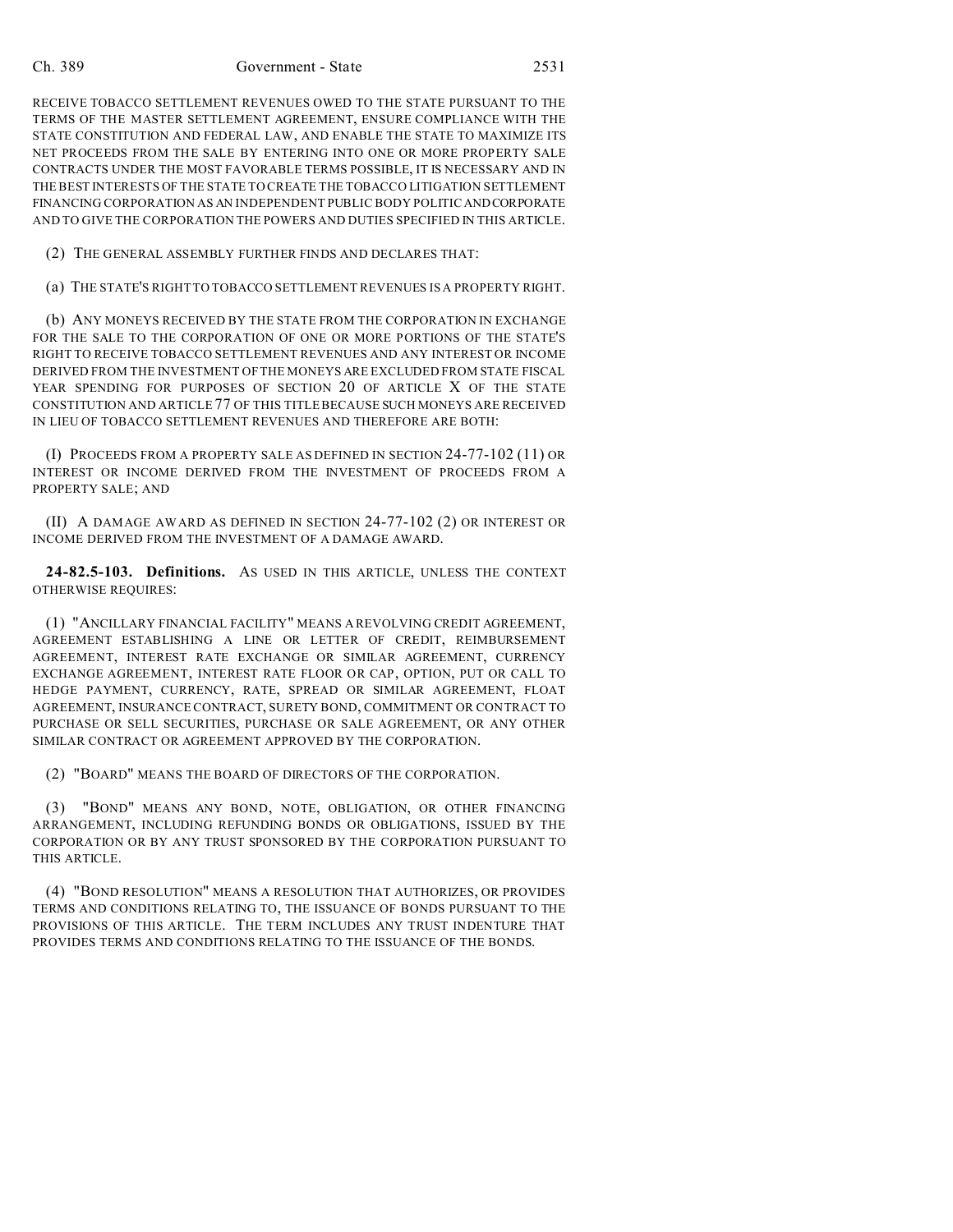RECEIVE TOBACCO SETTLEMENT REVENUES OWED TO THE STATE PURSUANT TO THE TERMS OF THE MASTER SETTLEMENT AGREEMENT, ENSURE COMPLIANCE WITH THE STATE CONSTITUTION AND FEDERAL LAW, AND ENABLE THE STATE TO MAXIMIZE ITS NET PROCEEDS FROM THE SALE BY ENTERING INTO ONE OR MORE PROPERTY SALE CONTRACTS UNDER THE MOST FAVORABLE TERMS POSSIBLE, IT IS NECESSARY AND IN THE BEST INTERESTS OF THE STATE TO CREATE THE TOBACCO LITIGATION SETTLEMENT FINANCING CORPORATION AS AN INDEPENDENT PUBLIC BODY POLITIC AND CORPORATE AND TO GIVE THE CORPORATION THE POWERS AND DUTIES SPECIFIED IN THIS ARTICLE.

(2) THE GENERAL ASSEMBLY FURTHER FINDS AND DECLARES THAT:

(a) THE STATE'S RIGHT TO TOBACCO SETTLEMENT REVENUES IS A PROPERTY RIGHT.

(b) ANY MONEYS RECEIVED BY THE STATE FROM THE CORPORATION IN EXCHANGE FOR THE SALE TO THE CORPORATION OF ONE OR MORE PORTIONS OF THE STATE'S RIGHT TO RECEIVE TOBACCO SETTLEMENT REVENUES AND ANY INTEREST OR INCOME DERIVED FROM THE INVESTMENT OF THE MONEYS ARE EXCLUDED FROM STATE FISCAL YEAR SPENDING FOR PURPOSES OF SECTION 20 OF ARTICLE X OF THE STATE CONSTITUTION AND ARTICLE 77 OF THIS TITLE BECAUSE SUCH MONEYS ARE RECEIVED IN LIEU OF TOBACCO SETTLEMENT REVENUES AND THEREFORE ARE BOTH:

(I) PROCEEDS FROM A PROPERTY SALE AS DEFINED IN SECTION 24-77-102 (11) OR INTEREST OR INCOME DERIVED FROM THE INVESTMENT OF PROCEEDS FROM A PROPERTY SALE; AND

(II) A DAMAGE AWARD AS DEFINED IN SECTION 24-77-102 (2) OR INTEREST OR INCOME DERIVED FROM THE INVESTMENT OF A DAMAGE AWARD.

**24-82.5-103. Definitions.** AS USED IN THIS ARTICLE, UNLESS THE CONTEXT OTHERWISE REQUIRES:

(1) "ANCILLARY FINANCIAL FACILITY" MEANS A REVOLVING CREDIT AGREEMENT, AGREEMENT ESTABLISHING A LINE OR LETTER OF CREDIT, REIMBURSEMENT AGREEMENT, INTEREST RATE EXCHANGE OR SIMILAR AGREEMENT, CURRENCY EXCHANGE AGREEMENT, INTEREST RATE FLOOR OR CAP, OPTION, PUT OR CALL TO HEDGE PAYMENT, CURRENCY, RATE, SPREAD OR SIMILAR AGREEMENT, FLOAT AGREEMENT, INSURANCE CONTRACT, SURETY BOND, COMMITMENT OR CONTRACT TO PURCHASE OR SELL SECURITIES, PURCHASE OR SALE AGREEMENT, OR ANY OTHER SIMILAR CONTRACT OR AGREEMENT APPROVED BY THE CORPORATION.

(2) "BOARD" MEANS THE BOARD OF DIRECTORS OF THE CORPORATION.

(3) "BOND" MEANS ANY BOND, NOTE, OBLIGATION, OR OTHER FINANCING ARRANGEMENT, INCLUDING REFUNDING BONDS OR OBLIGATIONS, ISSUED BY THE CORPORATION OR BY ANY TRUST SPONSORED BY THE CORPORATION PURSUANT TO THIS ARTICLE.

(4) "BOND RESOLUTION" MEANS A RESOLUTION THAT AUTHORIZES, OR PROVIDES TERMS AND CONDITIONS RELATING TO, THE ISSUANCE OF BONDS PURSUANT TO THE PROVISIONS OF THIS ARTICLE. THE TERM INCLUDES ANY TRUST INDENTURE THAT PROVIDES TERMS AND CONDITIONS RELATING TO THE ISSUANCE OF THE BONDS.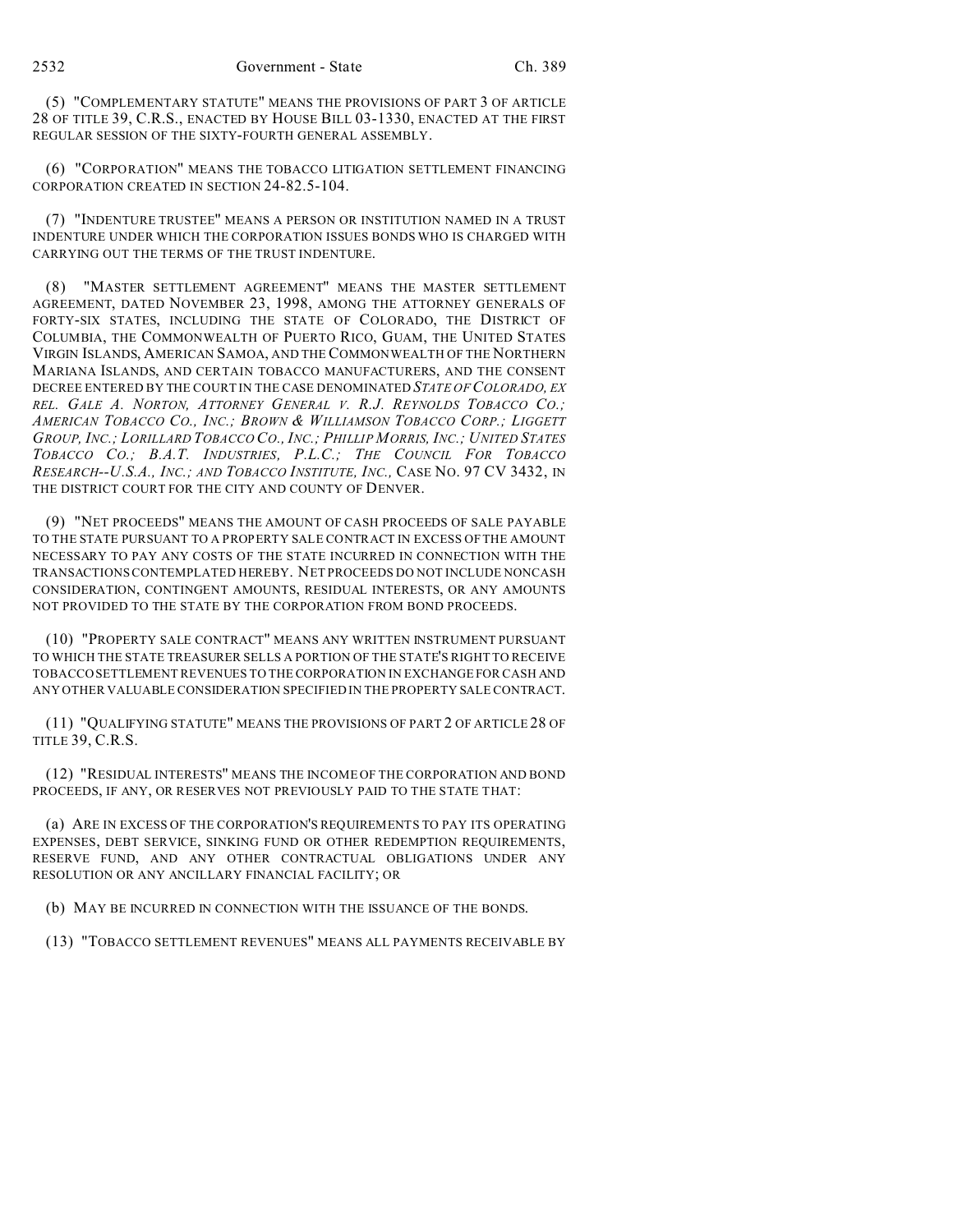(5) "COMPLEMENTARY STATUTE" MEANS THE PROVISIONS OF PART 3 OF ARTICLE 28 OF TITLE 39, C.R.S., ENACTED BY HOUSE BILL 03-1330, ENACTED AT THE FIRST REGULAR SESSION OF THE SIXTY-FOURTH GENERAL ASSEMBLY.

(6) "CORPORATION" MEANS THE TOBACCO LITIGATION SETTLEMENT FINANCING CORPORATION CREATED IN SECTION 24-82.5-104.

(7) "INDENTURE TRUSTEE" MEANS A PERSON OR INSTITUTION NAMED IN A TRUST INDENTURE UNDER WHICH THE CORPORATION ISSUES BONDS WHO IS CHARGED WITH CARRYING OUT THE TERMS OF THE TRUST INDENTURE.

(8) "MASTER SETTLEMENT AGREEMENT" MEANS THE MASTER SETTLEMENT AGREEMENT, DATED NOVEMBER 23, 1998, AMONG THE ATTORNEY GENERALS OF FORTY-SIX STATES, INCLUDING THE STATE OF COLORADO, THE DISTRICT OF COLUMBIA, THE COMMONWEALTH OF PUERTO RICO, GUAM, THE UNITED STATES VIRGIN ISLANDS, AMERICAN SAMOA, AND THE COMMONWEALTH OF THE NORTHERN MARIANA ISLANDS, AND CERTAIN TOBACCO MANUFACTURERS, AND THE CONSENT DECREE ENTERED BY THE COURT IN THE CASE DENOMINATED *STATE OF COLORADO, EX REL. GALE A. NORTON, ATTORNEY GENERAL V. R.J. REYNOLDS TOBACCO CO.; AMERICAN TOBACCO CO., INC.; BROWN & WILLIAMSON TOBACCO CORP.; LIGGETT GROUP, INC.; LORILLARD TOBACCO CO., INC.; PHILLIP MORRIS, INC.; UNITED STATES TOBACCO CO.; B.A.T. INDUSTRIES, P.L.C.; THE COUNCIL FOR TOBACCO RESEARCH--U.S.A., INC.; AND TOBACCO INSTITUTE, INC.,* CASE NO. 97 CV 3432, IN THE DISTRICT COURT FOR THE CITY AND COUNTY OF DENVER.

(9) "NET PROCEEDS" MEANS THE AMOUNT OF CASH PROCEEDS OF SALE PAYABLE TO THE STATE PURSUANT TO A PROPERTY SALE CONTRACT IN EXCESS OF THE AMOUNT NECESSARY TO PAY ANY COSTS OF THE STATE INCURRED IN CONNECTION WITH THE TRANSACTIONS CONTEMPLATED HEREBY. NET PROCEEDS DO NOT INCLUDE NONCASH CONSIDERATION, CONTINGENT AMOUNTS, RESIDUAL INTERESTS, OR ANY AMOUNTS NOT PROVIDED TO THE STATE BY THE CORPORATION FROM BOND PROCEEDS.

(10) "PROPERTY SALE CONTRACT" MEANS ANY WRITTEN INSTRUMENT PURSUANT TO WHICH THE STATE TREASURER SELLS A PORTION OF THE STATE'S RIGHT TO RECEIVE TOBACCO SETTLEMENT REVENUES TO THE CORPORATION IN EXCHANGE FOR CASH AND ANY OTHER VALUABLE CONSIDERATION SPECIFIED IN THE PROPERTY SALE CONTRACT.

(11) "QUALIFYING STATUTE" MEANS THE PROVISIONS OF PART 2 OF ARTICLE 28 OF TITLE 39, C.R.S.

(12) "RESIDUAL INTERESTS" MEANS THE INCOME OF THE CORPORATION AND BOND PROCEEDS, IF ANY, OR RESERVES NOT PREVIOUSLY PAID TO THE STATE THAT:

(a) ARE IN EXCESS OF THE CORPORATION'S REQUIREMENTS TO PAY ITS OPERATING EXPENSES, DEBT SERVICE, SINKING FUND OR OTHER REDEMPTION REQUIREMENTS, RESERVE FUND, AND ANY OTHER CONTRACTUAL OBLIGATIONS UNDER ANY RESOLUTION OR ANY ANCILLARY FINANCIAL FACILITY; OR

(b) MAY BE INCURRED IN CONNECTION WITH THE ISSUANCE OF THE BONDS.

(13) "TOBACCO SETTLEMENT REVENUES" MEANS ALL PAYMENTS RECEIVABLE BY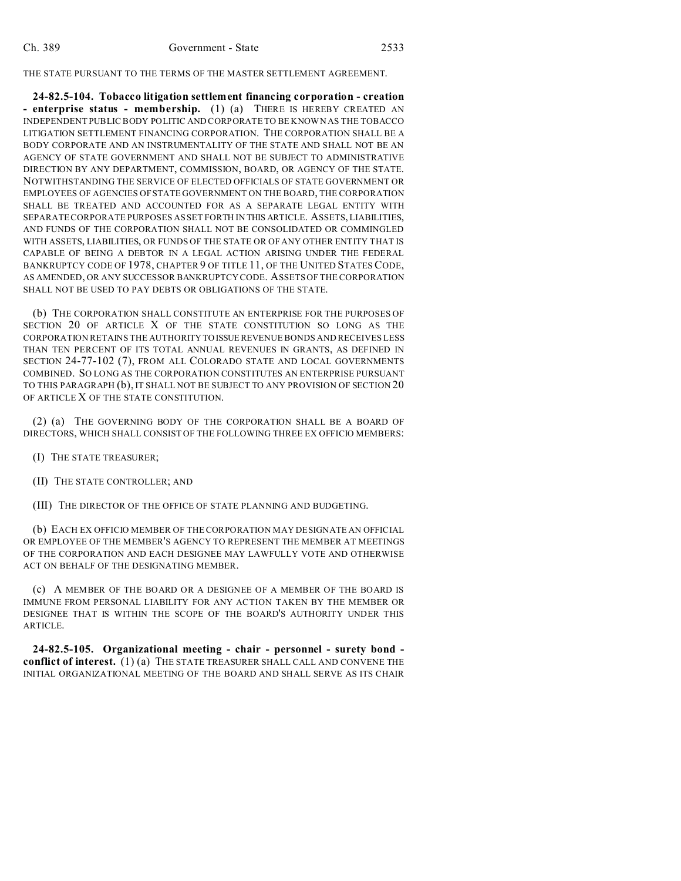THE STATE PURSUANT TO THE TERMS OF THE MASTER SETTLEMENT AGREEMENT.

**24-82.5-104. Tobacco litigation settlement financing corporation - creation - enterprise status - membership.** (1) (a) THERE IS HEREBY CREATED AN INDEPENDENT PUBLIC BODY POLITIC AND CORPORATE TO BE KNOWN AS THE TOBACCO LITIGATION SETTLEMENT FINANCING CORPORATION. THE CORPORATION SHALL BE A BODY CORPORATE AND AN INSTRUMENTALITY OF THE STATE AND SHALL NOT BE AN AGENCY OF STATE GOVERNMENT AND SHALL NOT BE SUBJECT TO ADMINISTRATIVE DIRECTION BY ANY DEPARTMENT, COMMISSION, BOARD, OR AGENCY OF THE STATE. NOTWITHSTANDING THE SERVICE OF ELECTED OFFICIALS OF STATE GOVERNMENT OR EMPLOYEES OF AGENCIES OF STATE GOVERNMENT ON THE BOARD, THE CORPORATION SHALL BE TREATED AND ACCOUNTED FOR AS A SEPARATE LEGAL ENTITY WITH SEPARATE CORPORATE PURPOSES AS SET FORTH IN THIS ARTICLE. ASSETS, LIABILITIES, AND FUNDS OF THE CORPORATION SHALL NOT BE CONSOLIDATED OR COMMINGLED WITH ASSETS, LIABILITIES, OR FUNDS OF THE STATE OR OF ANY OTHER ENTITY THAT IS CAPABLE OF BEING A DEBTOR IN A LEGAL ACTION ARISING UNDER THE FEDERAL BANKRUPTCY CODE OF 1978, CHAPTER 9 OF TITLE 11, OF THE UNITED STATES CODE, AS AMENDED, OR ANY SUCCESSOR BANKRUPTCY CODE. ASSETS OF THE CORPORATION SHALL NOT BE USED TO PAY DEBTS OR OBLIGATIONS OF THE STATE.

(b) THE CORPORATION SHALL CONSTITUTE AN ENTERPRISE FOR THE PURPOSES OF SECTION 20 OF ARTICLE X OF THE STATE CONSTITUTION SO LONG AS THE CORPORATION RETAINS THE AUTHORITY TO ISSUE REVENUE BONDS AND RECEIVES LESS THAN TEN PERCENT OF ITS TOTAL ANNUAL REVENUES IN GRANTS, AS DEFINED IN SECTION 24-77-102 (7), FROM ALL COLORADO STATE AND LOCAL GOVERNMENTS COMBINED. SO LONG AS THE CORPORATION CONSTITUTES AN ENTERPRISE PURSUANT TO THIS PARAGRAPH (b), IT SHALL NOT BE SUBJECT TO ANY PROVISION OF SECTION 20 OF ARTICLE X OF THE STATE CONSTITUTION.

(2) (a) THE GOVERNING BODY OF THE CORPORATION SHALL BE A BOARD OF DIRECTORS, WHICH SHALL CONSIST OF THE FOLLOWING THREE EX OFFICIO MEMBERS:

(I) THE STATE TREASURER;

(II) THE STATE CONTROLLER; AND

(III) THE DIRECTOR OF THE OFFICE OF STATE PLANNING AND BUDGETING.

(b) EACH EX OFFICIO MEMBER OF THE CORPORATION MAY DESIGNATE AN OFFICIAL OR EMPLOYEE OF THE MEMBER'S AGENCY TO REPRESENT THE MEMBER AT MEETINGS OF THE CORPORATION AND EACH DESIGNEE MAY LAWFULLY VOTE AND OTHERWISE ACT ON BEHALF OF THE DESIGNATING MEMBER.

(c) A MEMBER OF THE BOARD OR A DESIGNEE OF A MEMBER OF THE BOARD IS IMMUNE FROM PERSONAL LIABILITY FOR ANY ACTION TAKEN BY THE MEMBER OR DESIGNEE THAT IS WITHIN THE SCOPE OF THE BOARD'S AUTHORITY UNDER THIS ARTICLE.

**24-82.5-105. Organizational meeting - chair - personnel - surety bond - conflict of interest.** (1) (a) THE STATE TREASURER SHALL CALL AND CONVENE THE INITIAL ORGANIZATIONAL MEETING OF THE BOARD AND SHALL SERVE AS ITS CHAIR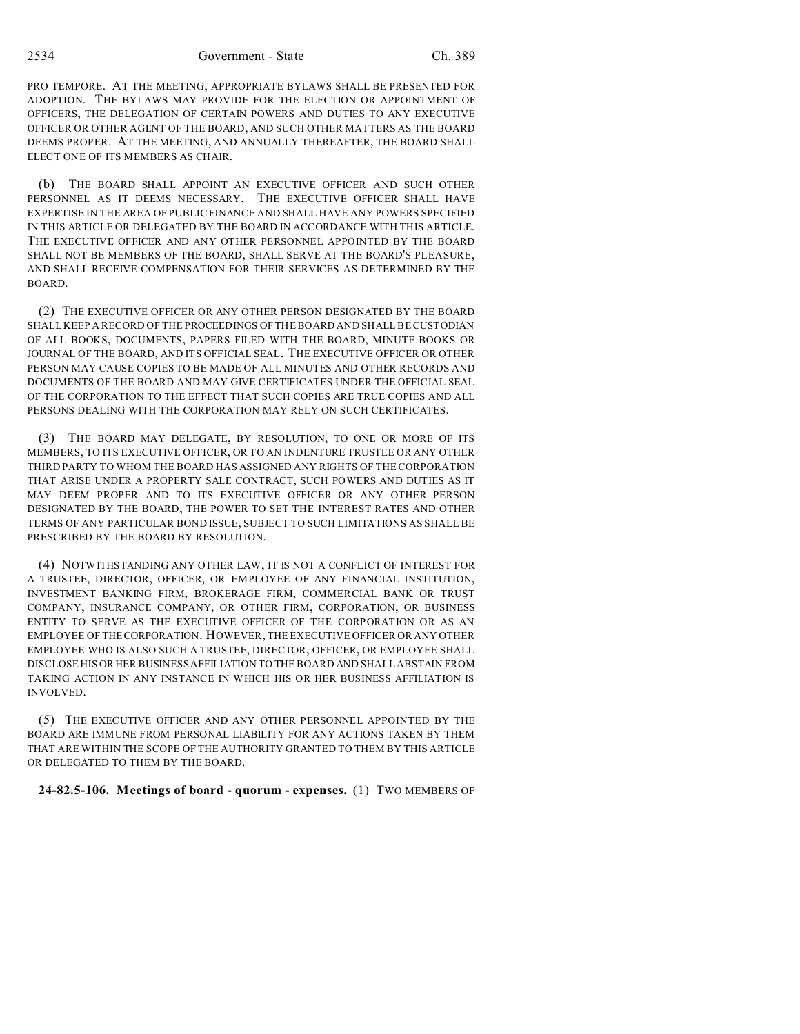PRO TEMPORE. AT THE MEETING, APPROPRIATE BYLAWS SHALL BE PRESENTED FOR ADOPTION. THE BYLAWS MAY PROVIDE FOR THE ELECTION OR APPOINTMENT OF OFFICERS, THE DELEGATION OF CERTAIN POWERS AND DUTIES TO ANY EXECUTIVE OFFICER OR OTHER AGENT OF THE BOARD, AND SUCH OTHER MATTERS AS THE BOARD DEEMS PROPER. AT THE MEETING, AND ANNUALLY THEREAFTER, THE BOARD SHALL ELECT ONE OF ITS MEMBERS AS CHAIR.

(b) THE BOARD SHALL APPOINT AN EXECUTIVE OFFICER AND SUCH OTHER PERSONNEL AS IT DEEMS NECESSARY. THE EXECUTIVE OFFICER SHALL HAVE EXPERTISE IN THE AREA OF PUBLIC FINANCE AND SHALL HAVE ANY POWERS SPECIFIED IN THIS ARTICLE OR DELEGATED BY THE BOARD IN ACCORDANCE WITH THIS ARTICLE. THE EXECUTIVE OFFICER AND ANY OTHER PERSONNEL APPOINTED BY THE BOARD SHALL NOT BE MEMBERS OF THE BOARD, SHALL SERVE AT THE BOARD'S PLEASURE, AND SHALL RECEIVE COMPENSATION FOR THEIR SERVICES AS DETERMINED BY THE BOARD.

(2) THE EXECUTIVE OFFICER OR ANY OTHER PERSON DESIGNATED BY THE BOARD SHALL KEEP A RECORD OF THE PROCEEDINGS OF THE BOARD AND SHALL BE CUSTODIAN OF ALL BOOKS, DOCUMENTS, PAPERS FILED WITH THE BOARD, MINUTE BOOKS OR JOURNAL OF THE BOARD, AND ITS OFFICIAL SEAL. THE EXECUTIVE OFFICER OR OTHER PERSON MAY CAUSE COPIES TO BE MADE OF ALL MINUTES AND OTHER RECORDS AND DOCUMENTS OF THE BOARD AND MAY GIVE CERTIFICATES UNDER THE OFFICIAL SEAL OF THE CORPORATION TO THE EFFECT THAT SUCH COPIES ARE TRUE COPIES AND ALL PERSONS DEALING WITH THE CORPORATION MAY RELY ON SUCH CERTIFICATES.

(3) THE BOARD MAY DELEGATE, BY RESOLUTION, TO ONE OR MORE OF ITS MEMBERS, TO ITS EXECUTIVE OFFICER, OR TO AN INDENTURE TRUSTEE OR ANY OTHER THIRD PARTY TO WHOM THE BOARD HAS ASSIGNED ANY RIGHTS OF THE CORPORATION THAT ARISE UNDER A PROPERTY SALE CONTRACT, SUCH POWERS AND DUTIES AS IT MAY DEEM PROPER AND TO ITS EXECUTIVE OFFICER OR ANY OTHER PERSON DESIGNATED BY THE BOARD, THE POWER TO SET THE INTEREST RATES AND OTHER TERMS OF ANY PARTICULAR BOND ISSUE, SUBJECT TO SUCH LIMITATIONS AS SHALL BE PRESCRIBED BY THE BOARD BY RESOLUTION.

(4) NOTWITHSTANDING ANY OTHER LAW, IT IS NOT A CONFLICT OF INTEREST FOR A TRUSTEE, DIRECTOR, OFFICER, OR EMPLOYEE OF ANY FINANCIAL INSTITUTION, INVESTMENT BANKING FIRM, BROKERAGE FIRM, COMMERCIAL BANK OR TRUST COMPANY, INSURANCE COMPANY, OR OTHER FIRM, CORPORATION, OR BUSINESS ENTITY TO SERVE AS THE EXECUTIVE OFFICER OF THE CORPORATION OR AS AN EMPLOYEE OF THE CORPORATION. HOWEVER, THE EXECUTIVE OFFICER OR ANY OTHER EMPLOYEE WHO IS ALSO SUCH A TRUSTEE, DIRECTOR, OFFICER, OR EMPLOYEE SHALL DISCLOSE HIS OR HER BUSINESS AFFILIATION TO THE BOARD AND SHALL ABSTAIN FROM TAKING ACTION IN ANY INSTANCE IN WHICH HIS OR HER BUSINESS AFFILIATION IS INVOLVED.

(5) THE EXECUTIVE OFFICER AND ANY OTHER PERSONNEL APPOINTED BY THE BOARD ARE IMMUNE FROM PERSONAL LIABILITY FOR ANY ACTIONS TAKEN BY THEM THAT ARE WITHIN THE SCOPE OF THE AUTHORITY GRANTED TO THEM BY THIS ARTICLE OR DELEGATED TO THEM BY THE BOARD.

**24-82.5-106. Meetings of board - quorum - expenses.** (1) TWO MEMBERS OF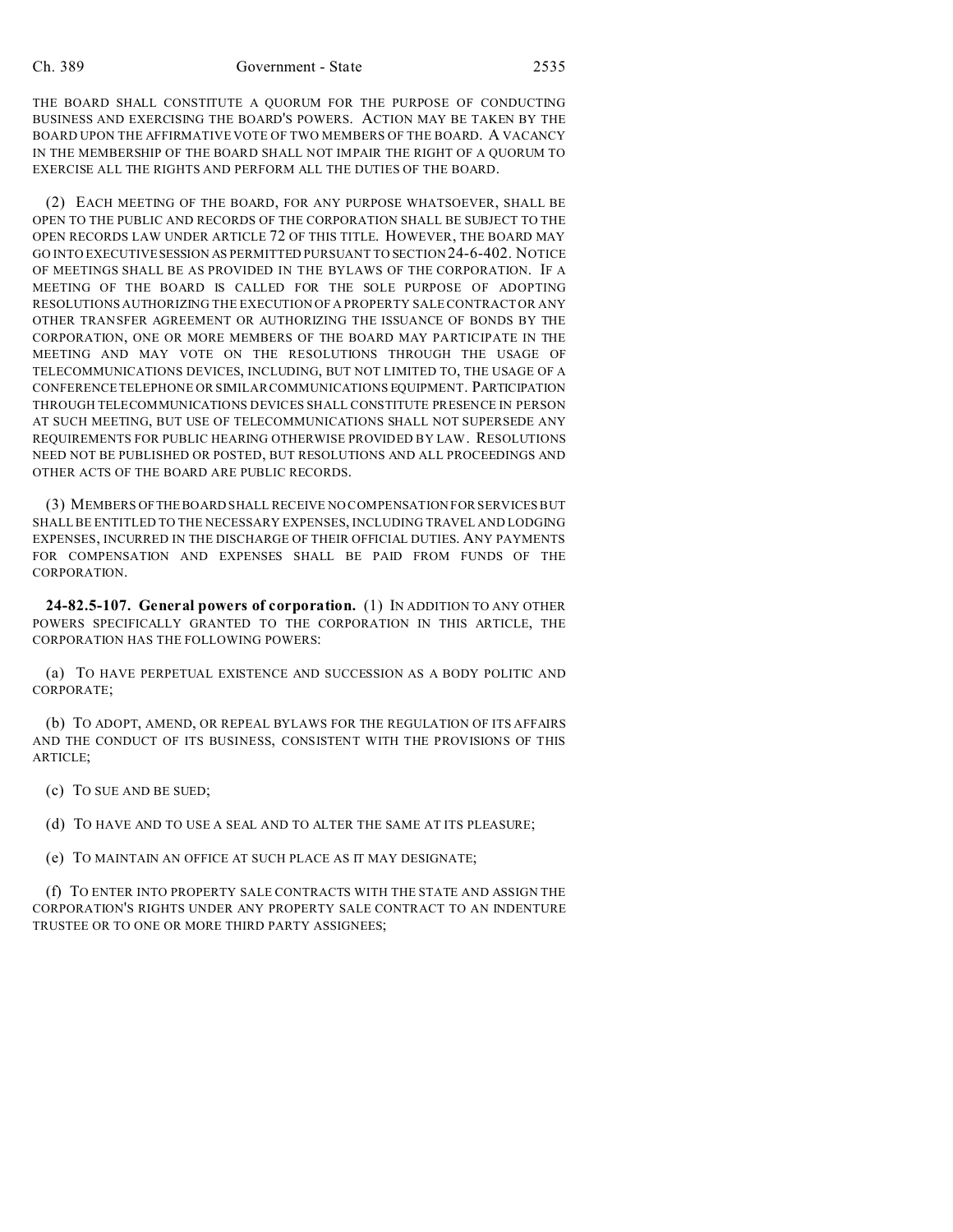THE BOARD SHALL CONSTITUTE A QUORUM FOR THE PURPOSE OF CONDUCTING BUSINESS AND EXERCISING THE BOARD'S POWERS. ACTION MAY BE TAKEN BY THE BOARD UPON THE AFFIRMATIVE VOTE OF TWO MEMBERS OF THE BOARD. A VACANCY IN THE MEMBERSHIP OF THE BOARD SHALL NOT IMPAIR THE RIGHT OF A QUORUM TO EXERCISE ALL THE RIGHTS AND PERFORM ALL THE DUTIES OF THE BOARD.

(2) EACH MEETING OF THE BOARD, FOR ANY PURPOSE WHATSOEVER, SHALL BE OPEN TO THE PUBLIC AND RECORDS OF THE CORPORATION SHALL BE SUBJECT TO THE OPEN RECORDS LAW UNDER ARTICLE 72 OF THIS TITLE. HOWEVER, THE BOARD MAY GO INTO EXECUTIVE SESSION AS PERMITTED PURSUANT TO SECTION 24-6-402. NOTICE OF MEETINGS SHALL BE AS PROVIDED IN THE BYLAWS OF THE CORPORATION. IF A MEETING OF THE BOARD IS CALLED FOR THE SOLE PURPOSE OF ADOPTING RESOLUTIONS AUTHORIZING THE EXECUTION OF A PROPERTY SALE CONTRACT OR ANY OTHER TRANSFER AGREEMENT OR AUTHORIZING THE ISSUANCE OF BONDS BY THE CORPORATION, ONE OR MORE MEMBERS OF THE BOARD MAY PARTICIPATE IN THE MEETING AND MAY VOTE ON THE RESOLUTIONS THROUGH THE USAGE OF TELECOMMUNICATIONS DEVICES, INCLUDING, BUT NOT LIMITED TO, THE USAGE OF A CONFERENCE TELEPHONE OR SIMILAR COMMUNICATIONS EQUIPMENT. PARTICIPATION THROUGH TELECOMMUNICATIONS DEVICES SHALL CONSTITUTE PRESENCE IN PERSON AT SUCH MEETING, BUT USE OF TELECOMMUNICATIONS SHALL NOT SUPERSEDE ANY REQUIREMENTS FOR PUBLIC HEARING OTHERWISE PROVIDED BY LAW. RESOLUTIONS NEED NOT BE PUBLISHED OR POSTED, BUT RESOLUTIONS AND ALL PROCEEDINGS AND OTHER ACTS OF THE BOARD ARE PUBLIC RECORDS.

(3) MEMBERS OF THE BOARD SHALL RECEIVE NO COMPENSATION FOR SERVICES BUT SHALL BE ENTITLED TO THE NECESSARY EXPENSES, INCLUDING TRAVEL AND LODGING EXPENSES, INCURRED IN THE DISCHARGE OF THEIR OFFICIAL DUTIES. ANY PAYMENTS FOR COMPENSATION AND EXPENSES SHALL BE PAID FROM FUNDS OF THE CORPORATION.

**24-82.5-107. General powers of corporation.** (1) IN ADDITION TO ANY OTHER POWERS SPECIFICALLY GRANTED TO THE CORPORATION IN THIS ARTICLE, THE CORPORATION HAS THE FOLLOWING POWERS:

(a) TO HAVE PERPETUAL EXISTENCE AND SUCCESSION AS A BODY POLITIC AND CORPORATE;

(b) TO ADOPT, AMEND, OR REPEAL BYLAWS FOR THE REGULATION OF ITS AFFAIRS AND THE CONDUCT OF ITS BUSINESS, CONSISTENT WITH THE PROVISIONS OF THIS ARTICLE;

(c) TO SUE AND BE SUED;

(d) TO HAVE AND TO USE A SEAL AND TO ALTER THE SAME AT ITS PLEASURE;

(e) TO MAINTAIN AN OFFICE AT SUCH PLACE AS IT MAY DESIGNATE;

(f) TO ENTER INTO PROPERTY SALE CONTRACTS WITH THE STATE AND ASSIGN THE CORPORATION'S RIGHTS UNDER ANY PROPERTY SALE CONTRACT TO AN INDENTURE TRUSTEE OR TO ONE OR MORE THIRD PARTY ASSIGNEES;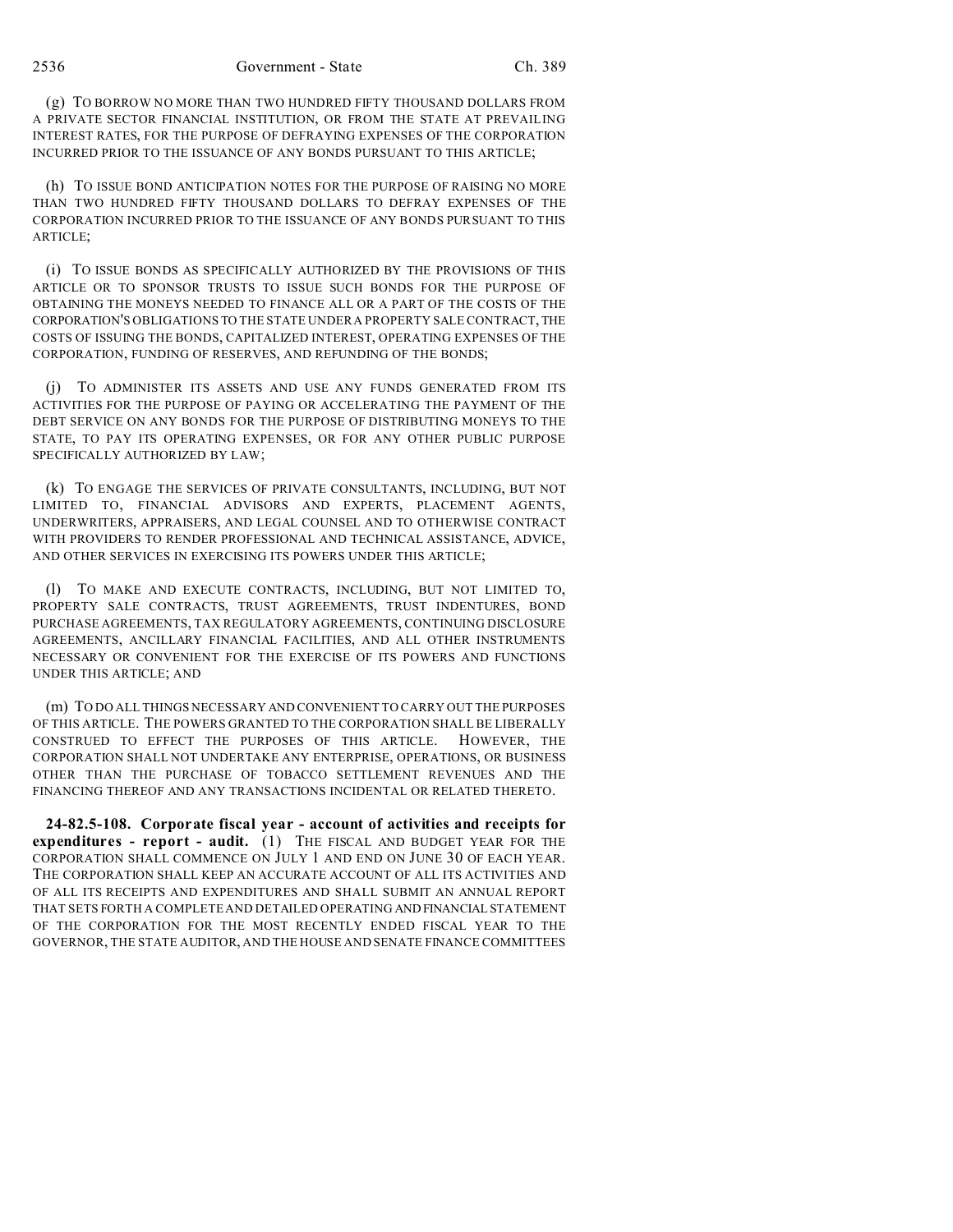(g) TO BORROW NO MORE THAN TWO HUNDRED FIFTY THOUSAND DOLLARS FROM A PRIVATE SECTOR FINANCIAL INSTITUTION, OR FROM THE STATE AT PREVAILING INTEREST RATES, FOR THE PURPOSE OF DEFRAYING EXPENSES OF THE CORPORATION INCURRED PRIOR TO THE ISSUANCE OF ANY BONDS PURSUANT TO THIS ARTICLE;

(h) TO ISSUE BOND ANTICIPATION NOTES FOR THE PURPOSE OF RAISING NO MORE THAN TWO HUNDRED FIFTY THOUSAND DOLLARS TO DEFRAY EXPENSES OF THE CORPORATION INCURRED PRIOR TO THE ISSUANCE OF ANY BONDS PURSUANT TO THIS ARTICLE;

(i) TO ISSUE BONDS AS SPECIFICALLY AUTHORIZED BY THE PROVISIONS OF THIS ARTICLE OR TO SPONSOR TRUSTS TO ISSUE SUCH BONDS FOR THE PURPOSE OF OBTAINING THE MONEYS NEEDED TO FINANCE ALL OR A PART OF THE COSTS OF THE CORPORATION'S OBLIGATIONS TO THE STATE UNDER A PROPERTY SALE CONTRACT, THE COSTS OF ISSUING THE BONDS, CAPITALIZED INTEREST, OPERATING EXPENSES OF THE CORPORATION, FUNDING OF RESERVES, AND REFUNDING OF THE BONDS;

(j) TO ADMINISTER ITS ASSETS AND USE ANY FUNDS GENERATED FROM ITS ACTIVITIES FOR THE PURPOSE OF PAYING OR ACCELERATING THE PAYMENT OF THE DEBT SERVICE ON ANY BONDS FOR THE PURPOSE OF DISTRIBUTING MONEYS TO THE STATE, TO PAY ITS OPERATING EXPENSES, OR FOR ANY OTHER PUBLIC PURPOSE SPECIFICALLY AUTHORIZED BY LAW;

(k) TO ENGAGE THE SERVICES OF PRIVATE CONSULTANTS, INCLUDING, BUT NOT LIMITED TO, FINANCIAL ADVISORS AND EXPERTS, PLACEMENT AGENTS, UNDERWRITERS, APPRAISERS, AND LEGAL COUNSEL AND TO OTHERWISE CONTRACT WITH PROVIDERS TO RENDER PROFESSIONAL AND TECHNICAL ASSISTANCE, ADVICE, AND OTHER SERVICES IN EXERCISING ITS POWERS UNDER THIS ARTICLE;

(l) TO MAKE AND EXECUTE CONTRACTS, INCLUDING, BUT NOT LIMITED TO, PROPERTY SALE CONTRACTS, TRUST AGREEMENTS, TRUST INDENTURES, BOND PURCHASE AGREEMENTS, TAX REGULATORY AGREEMENTS, CONTINUING DISCLOSURE AGREEMENTS, ANCILLARY FINANCIAL FACILITIES, AND ALL OTHER INSTRUMENTS NECESSARY OR CONVENIENT FOR THE EXERCISE OF ITS POWERS AND FUNCTIONS UNDER THIS ARTICLE; AND

(m) TO DO ALL THINGS NECESSARY AND CONVENIENT TO CARRY OUT THE PURPOSES OF THIS ARTICLE. THE POWERS GRANTED TO THE CORPORATION SHALL BE LIBERALLY CONSTRUED TO EFFECT THE PURPOSES OF THIS ARTICLE. HOWEVER, THE CORPORATION SHALL NOT UNDERTAKE ANY ENTERPRISE, OPERATIONS, OR BUSINESS OTHER THAN THE PURCHASE OF TOBACCO SETTLEMENT REVENUES AND THE FINANCING THEREOF AND ANY TRANSACTIONS INCIDENTAL OR RELATED THERETO.

**24-82.5-108. Corporate fiscal year - account of activities and receipts for expenditures - report - audit.** (1) THE FISCAL AND BUDGET YEAR FOR THE CORPORATION SHALL COMMENCE ON JULY 1 AND END ON JUNE 30 OF EACH YEAR. THE CORPORATION SHALL KEEP AN ACCURATE ACCOUNT OF ALL ITS ACTIVITIES AND OF ALL ITS RECEIPTS AND EXPENDITURES AND SHALL SUBMIT AN ANNUAL REPORT THAT SETS FORTH A COMPLETE AND DETAILED OPERATING AND FINANCIAL STATEMENT OF THE CORPORATION FOR THE MOST RECENTLY ENDED FISCAL YEAR TO THE GOVERNOR, THE STATE AUDITOR, AND THE HOUSE AND SENATE FINANCE COMMITTEES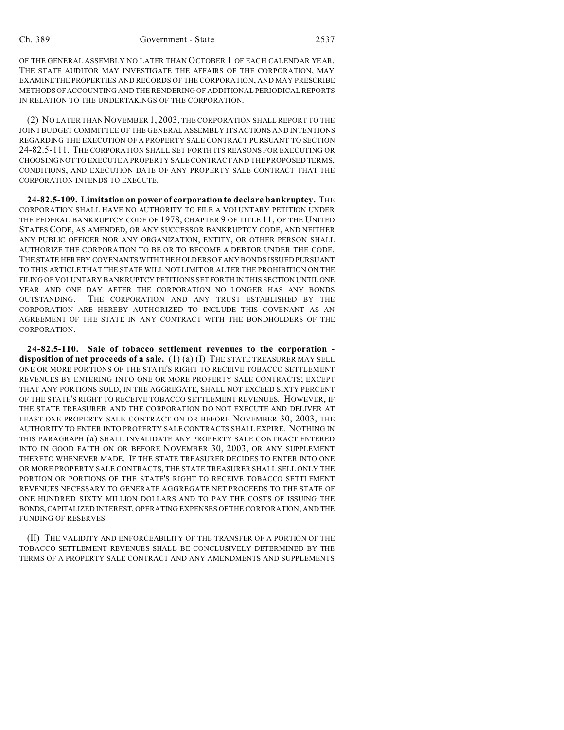OF THE GENERAL ASSEMBLY NO LATER THAN OCTOBER 1 OF EACH CALENDAR YEAR. THE STATE AUDITOR MAY INVESTIGATE THE AFFAIRS OF THE CORPORATION, MAY EXAMINE THE PROPERTIES AND RECORDS OF THE CORPORATION, AND MAY PRESCRIBE METHODS OF ACCOUNTING AND THE RENDERING OF ADDITIONAL PERIODICAL REPORTS IN RELATION TO THE UNDERTAKINGS OF THE CORPORATION.

(2) NO LATER THAN NOVEMBER 1, 2003, THE CORPORATION SHALL REPORT TO THE JOINT BUDGET COMMITTEE OF THE GENERAL ASSEMBLY ITS ACTIONS AND INTENTIONS REGARDING THE EXECUTION OF A PROPERTY SALE CONTRACT PURSUANT TO SECTION 24-82.5-111. THE CORPORATION SHALL SET FORTH ITS REASONS FOR EXECUTING OR CHOOSING NOT TO EXECUTE A PROPERTY SALE CONTRACT AND THE PROPOSED TERMS, CONDITIONS, AND EXECUTION DATE OF ANY PROPERTY SALE CONTRACT THAT THE CORPORATION INTENDS TO EXECUTE.

**24-82.5-109. Limitation on power of corporation to declare bankruptcy.** THE CORPORATION SHALL HAVE NO AUTHORITY TO FILE A VOLUNTARY PETITION UNDER THE FEDERAL BANKRUPTCY CODE OF 1978, CHAPTER 9 OF TITLE 11, OF THE UNITED STATES CODE, AS AMENDED, OR ANY SUCCESSOR BANKRUPTCY CODE, AND NEITHER ANY PUBLIC OFFICER NOR ANY ORGANIZATION, ENTITY, OR OTHER PERSON SHALL AUTHORIZE THE CORPORATION TO BE OR TO BECOME A DEBTOR UNDER THE CODE. THE STATE HEREBY COVENANTS WITH THE HOLDERS OF ANY BONDS ISSUED PURSUANT TO THIS ARTICLE THAT THE STATE WILL NOT LIMIT OR ALTER THE PROHIBITION ON THE FILING OF VOLUNTARY BANKRUPTCY PETITIONS SET FORTH IN THIS SECTION UNTIL ONE YEAR AND ONE DAY AFTER THE CORPORATION NO LONGER HAS ANY BONDS OUTSTANDING. THE CORPORATION AND ANY TRUST ESTABLISHED BY THE CORPORATION ARE HEREBY AUTHORIZED TO INCLUDE THIS COVENANT AS AN AGREEMENT OF THE STATE IN ANY CONTRACT WITH THE BONDHOLDERS OF THE CORPORATION.

**24-82.5-110. Sale of tobacco settlement revenues to the corporation - disposition of net proceeds of a sale.** (1) (a) (I) THE STATE TREASURER MAY SELL ONE OR MORE PORTIONS OF THE STATE'S RIGHT TO RECEIVE TOBACCO SETTLEMENT REVENUES BY ENTERING INTO ONE OR MORE PROPERTY SALE CONTRACTS; EXCEPT THAT ANY PORTIONS SOLD, IN THE AGGREGATE, SHALL NOT EXCEED SIXTY PERCENT OF THE STATE'S RIGHT TO RECEIVE TOBACCO SETTLEMENT REVENUES. HOWEVER, IF THE STATE TREASURER AND THE CORPORATION DO NOT EXECUTE AND DELIVER AT LEAST ONE PROPERTY SALE CONTRACT ON OR BEFORE NOVEMBER 30, 2003, THE AUTHORITY TO ENTER INTO PROPERTY SALE CONTRACTS SHALL EXPIRE. NOTHING IN THIS PARAGRAPH (a) SHALL INVALIDATE ANY PROPERTY SALE CONTRACT ENTERED INTO IN GOOD FAITH ON OR BEFORE NOVEMBER 30, 2003, OR ANY SUPPLEMENT THERETO WHENEVER MADE. IF THE STATE TREASURER DECIDES TO ENTER INTO ONE OR MORE PROPERTY SALE CONTRACTS, THE STATE TREASURER SHALL SELL ONLY THE PORTION OR PORTIONS OF THE STATE'S RIGHT TO RECEIVE TOBACCO SETTLEMENT REVENUES NECESSARY TO GENERATE AGGREGATE NET PROCEEDS TO THE STATE OF ONE HUNDRED SIXTY MILLION DOLLARS AND TO PAY THE COSTS OF ISSUING THE BONDS, CAPITALIZED INTEREST, OPERATING EXPENSES OF THE CORPORATION, AND THE FUNDING OF RESERVES.

(II) THE VALIDITY AND ENFORCEABILITY OF THE TRANSFER OF A PORTION OF THE TOBACCO SETTLEMENT REVENUES SHALL BE CONCLUSIVELY DETERMINED BY THE TERMS OF A PROPERTY SALE CONTRACT AND ANY AMENDMENTS AND SUPPLEMENTS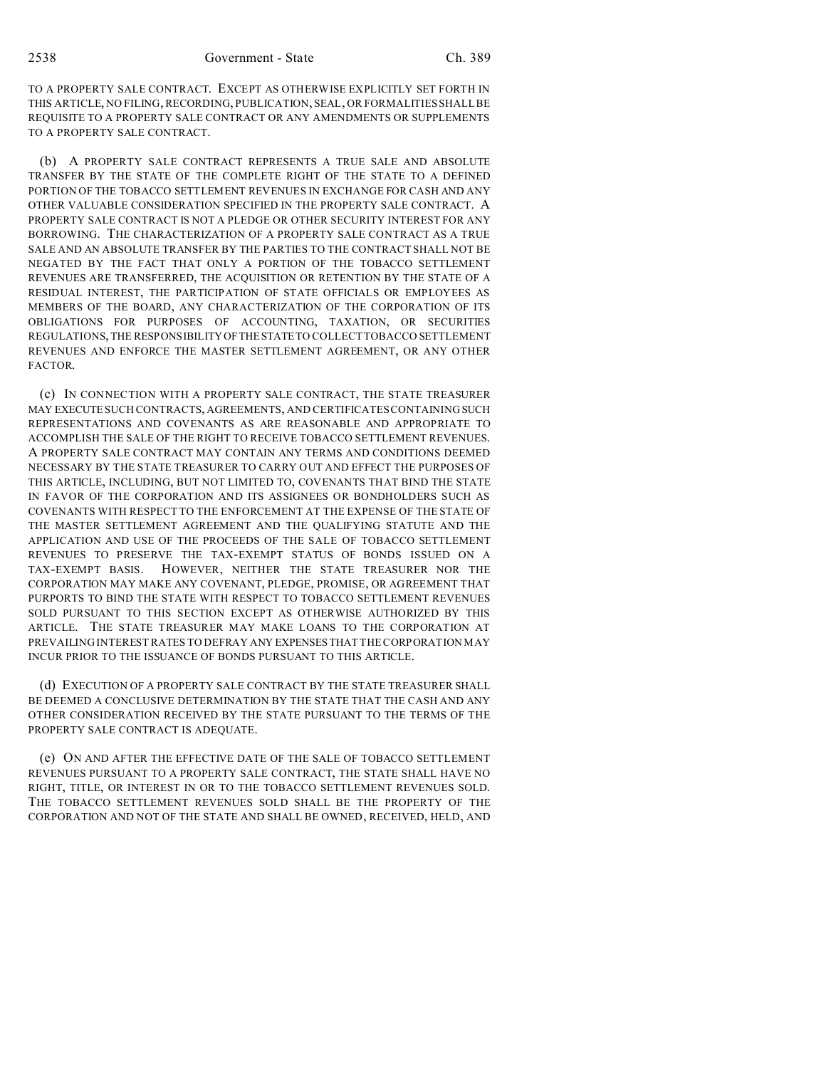TO A PROPERTY SALE CONTRACT. EXCEPT AS OTHERWISE EXPLICITLY SET FORTH IN THIS ARTICLE, NO FILING, RECORDING, PUBLICATION, SEAL, OR FORMALITIES SHALL BE REQUISITE TO A PROPERTY SALE CONTRACT OR ANY AMENDMENTS OR SUPPLEMENTS TO A PROPERTY SALE CONTRACT.

(b) A PROPERTY SALE CONTRACT REPRESENTS A TRUE SALE AND ABSOLUTE TRANSFER BY THE STATE OF THE COMPLETE RIGHT OF THE STATE TO A DEFINED PORTION OF THE TOBACCO SETTLEMENT REVENUES IN EXCHANGE FOR CASH AND ANY OTHER VALUABLE CONSIDERATION SPECIFIED IN THE PROPERTY SALE CONTRACT. A PROPERTY SALE CONTRACT IS NOT A PLEDGE OR OTHER SECURITY INTEREST FOR ANY BORROWING. THE CHARACTERIZATION OF A PROPERTY SALE CONTRACT AS A TRUE SALE AND AN ABSOLUTE TRANSFER BY THE PARTIES TO THE CONTRACT SHALL NOT BE NEGATED BY THE FACT THAT ONLY A PORTION OF THE TOBACCO SETTLEMENT REVENUES ARE TRANSFERRED, THE ACQUISITION OR RETENTION BY THE STATE OF A RESIDUAL INTEREST, THE PARTICIPATION OF STATE OFFICIALS OR EMPLOYEES AS MEMBERS OF THE BOARD, ANY CHARACTERIZATION OF THE CORPORATION OF ITS OBLIGATIONS FOR PURPOSES OF ACCOUNTING, TAXATION, OR SECURITIES REGULATIONS, THE RESPONSIBILITY OF THE STATE TO COLLECT TOBACCO SETTLEMENT REVENUES AND ENFORCE THE MASTER SETTLEMENT AGREEMENT, OR ANY OTHER FACTOR.

(c) IN CONNECTION WITH A PROPERTY SALE CONTRACT, THE STATE TREASURER MAY EXECUTE SUCH CONTRACTS, AGREEMENTS, AND CERTIFICATES CONTAINING SUCH REPRESENTATIONS AND COVENANTS AS ARE REASONABLE AND APPROPRIATE TO ACCOMPLISH THE SALE OF THE RIGHT TO RECEIVE TOBACCO SETTLEMENT REVENUES. A PROPERTY SALE CONTRACT MAY CONTAIN ANY TERMS AND CONDITIONS DEEMED NECESSARY BY THE STATE TREASURER TO CARRY OUT AND EFFECT THE PURPOSES OF THIS ARTICLE, INCLUDING, BUT NOT LIMITED TO, COVENANTS THAT BIND THE STATE IN FAVOR OF THE CORPORATION AND ITS ASSIGNEES OR BONDHOLDERS SUCH AS COVENANTS WITH RESPECT TO THE ENFORCEMENT AT THE EXPENSE OF THE STATE OF THE MASTER SETTLEMENT AGREEMENT AND THE QUALIFYING STATUTE AND THE APPLICATION AND USE OF THE PROCEEDS OF THE SALE OF TOBACCO SETTLEMENT REVENUES TO PRESERVE THE TAX-EXEMPT STATUS OF BONDS ISSUED ON A TAX-EXEMPT BASIS. HOWEVER, NEITHER THE STATE TREASURER NOR THE CORPORATION MAY MAKE ANY COVENANT, PLEDGE, PROMISE, OR AGREEMENT THAT PURPORTS TO BIND THE STATE WITH RESPECT TO TOBACCO SETTLEMENT REVENUES SOLD PURSUANT TO THIS SECTION EXCEPT AS OTHERWISE AUTHORIZED BY THIS ARTICLE. THE STATE TREASURER MAY MAKE LOANS TO THE CORPORATION AT PREVAILING INTEREST RATES TO DEFRAY ANY EXPENSES THAT THE CORPORATION MAY INCUR PRIOR TO THE ISSUANCE OF BONDS PURSUANT TO THIS ARTICLE.

(d) EXECUTION OF A PROPERTY SALE CONTRACT BY THE STATE TREASURER SHALL BE DEEMED A CONCLUSIVE DETERMINATION BY THE STATE THAT THE CASH AND ANY OTHER CONSIDERATION RECEIVED BY THE STATE PURSUANT TO THE TERMS OF THE PROPERTY SALE CONTRACT IS ADEQUATE.

(e) ON AND AFTER THE EFFECTIVE DATE OF THE SALE OF TOBACCO SETTLEMENT REVENUES PURSUANT TO A PROPERTY SALE CONTRACT, THE STATE SHALL HAVE NO RIGHT, TITLE, OR INTEREST IN OR TO THE TOBACCO SETTLEMENT REVENUES SOLD. THE TOBACCO SETTLEMENT REVENUES SOLD SHALL BE THE PROPERTY OF THE CORPORATION AND NOT OF THE STATE AND SHALL BE OWNED, RECEIVED, HELD, AND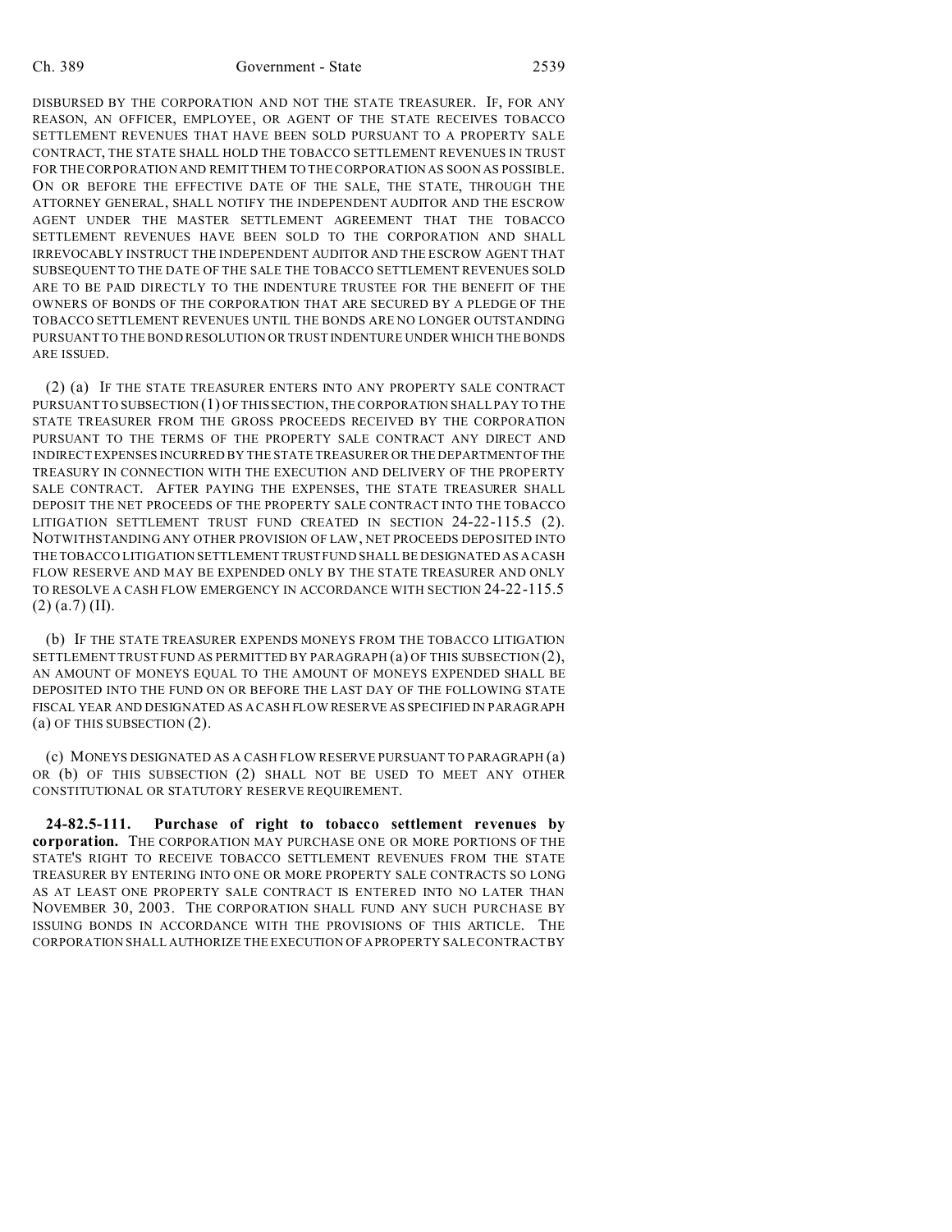DISBURSED BY THE CORPORATION AND NOT THE STATE TREASURER. IF, FOR ANY REASON, AN OFFICER, EMPLOYEE, OR AGENT OF THE STATE RECEIVES TOBACCO SETTLEMENT REVENUES THAT HAVE BEEN SOLD PURSUANT TO A PROPERTY SALE CONTRACT, THE STATE SHALL HOLD THE TOBACCO SETTLEMENT REVENUES IN TRUST FOR THE CORPORATION AND REMIT THEM TO THE CORPORATION AS SOON AS POSSIBLE. ON OR BEFORE THE EFFECTIVE DATE OF THE SALE, THE STATE, THROUGH THE ATTORNEY GENERAL, SHALL NOTIFY THE INDEPENDENT AUDITOR AND THE ESCROW AGENT UNDER THE MASTER SETTLEMENT AGREEMENT THAT THE TOBACCO SETTLEMENT REVENUES HAVE BEEN SOLD TO THE CORPORATION AND SHALL IRREVOCABLY INSTRUCT THE INDEPENDENT AUDITOR AND THE ESCROW AGENT THAT SUBSEQUENT TO THE DATE OF THE SALE THE TOBACCO SETTLEMENT REVENUES SOLD ARE TO BE PAID DIRECTLY TO THE INDENTURE TRUSTEE FOR THE BENEFIT OF THE OWNERS OF BONDS OF THE CORPORATION THAT ARE SECURED BY A PLEDGE OF THE TOBACCO SETTLEMENT REVENUES UNTIL THE BONDS ARE NO LONGER OUTSTANDING PURSUANT TO THE BOND RESOLUTION OR TRUST INDENTURE UNDER WHICH THE BONDS ARE ISSUED.

(2) (a) IF THE STATE TREASURER ENTERS INTO ANY PROPERTY SALE CONTRACT PURSUANT TO SUBSECTION (1) OF THIS SECTION, THE CORPORATION SHALL PAY TO THE STATE TREASURER FROM THE GROSS PROCEEDS RECEIVED BY THE CORPORATION PURSUANT TO THE TERMS OF THE PROPERTY SALE CONTRACT ANY DIRECT AND INDIRECT EXPENSES INCURRED BY THE STATE TREASURER OR THE DEPARTMENT OF THE TREASURY IN CONNECTION WITH THE EXECUTION AND DELIVERY OF THE PROPERTY SALE CONTRACT. AFTER PAYING THE EXPENSES, THE STATE TREASURER SHALL DEPOSIT THE NET PROCEEDS OF THE PROPERTY SALE CONTRACT INTO THE TOBACCO LITIGATION SETTLEMENT TRUST FUND CREATED IN SECTION 24-22-115.5 (2). NOTWITHSTANDING ANY OTHER PROVISION OF LAW, NET PROCEEDS DEPOSITED INTO THE TOBACCO LITIGATION SETTLEMENT TRUST FUND SHALL BE DESIGNATED AS A CASH FLOW RESERVE AND MAY BE EXPENDED ONLY BY THE STATE TREASURER AND ONLY TO RESOLVE A CASH FLOW EMERGENCY IN ACCORDANCE WITH SECTION 24-22-115.5 (2) (a.7) (II).

(b) IF THE STATE TREASURER EXPENDS MONEYS FROM THE TOBACCO LITIGATION SETTLEMENT TRUST FUND AS PERMITTED BY PARAGRAPH (a) OF THIS SUBSECTION (2), AN AMOUNT OF MONEYS EQUAL TO THE AMOUNT OF MONEYS EXPENDED SHALL BE DEPOSITED INTO THE FUND ON OR BEFORE THE LAST DAY OF THE FOLLOWING STATE FISCAL YEAR AND DESIGNATED AS A CASH FLOW RESERVE AS SPECIFIED IN PARAGRAPH (a) OF THIS SUBSECTION (2).

(c) MONEYS DESIGNATED AS A CASH FLOW RESERVE PURSUANT TO PARAGRAPH (a) OR (b) OF THIS SUBSECTION (2) SHALL NOT BE USED TO MEET ANY OTHER CONSTITUTIONAL OR STATUTORY RESERVE REQUIREMENT.

**24-82.5-111. Purchase of right to tobacco settlement revenues by corporation.** THE CORPORATION MAY PURCHASE ONE OR MORE PORTIONS OF THE STATE'S RIGHT TO RECEIVE TOBACCO SETTLEMENT REVENUES FROM THE STATE TREASURER BY ENTERING INTO ONE OR MORE PROPERTY SALE CONTRACTS SO LONG AS AT LEAST ONE PROPERTY SALE CONTRACT IS ENTERED INTO NO LATER THAN NOVEMBER 30, 2003. THE CORPORATION SHALL FUND ANY SUCH PURCHASE BY ISSUING BONDS IN ACCORDANCE WITH THE PROVISIONS OF THIS ARTICLE. THE CORPORATION SHALL AUTHORIZE THE EXECUTION OF A PROPERTY SALE CONTRACT BY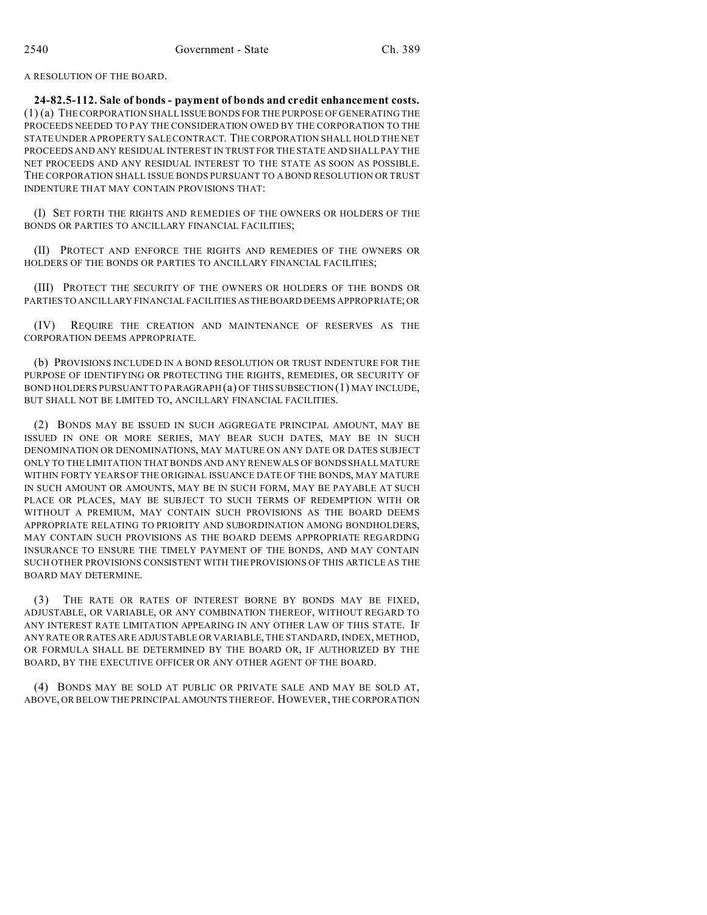A RESOLUTION OF THE BOARD.

**24-82.5-112. Sale of bonds - payment of bonds and credit enhancement costs.** (1) (a) THE CORPORATION SHALL ISSUE BONDS FOR THE PURPOSE OF GENERATING THE PROCEEDS NEEDED TO PAY THE CONSIDERATION OWED BY THE CORPORATION TO THE STATE UNDER A PROPERTY SALE CONTRACT. THE CORPORATION SHALL HOLD THE NET PROCEEDS AND ANY RESIDUAL INTEREST IN TRUST FOR THE STATE AND SHALL PAY THE NET PROCEEDS AND ANY RESIDUAL INTEREST TO THE STATE AS SOON AS POSSIBLE. THE CORPORATION SHALL ISSUE BONDS PURSUANT TO A BOND RESOLUTION OR TRUST INDENTURE THAT MAY CONTAIN PROVISIONS THAT:

(I) SET FORTH THE RIGHTS AND REMEDIES OF THE OWNERS OR HOLDERS OF THE BONDS OR PARTIES TO ANCILLARY FINANCIAL FACILITIES;

(II) PROTECT AND ENFORCE THE RIGHTS AND REMEDIES OF THE OWNERS OR HOLDERS OF THE BONDS OR PARTIES TO ANCILLARY FINANCIAL FACILITIES;

(III) PROTECT THE SECURITY OF THE OWNERS OR HOLDERS OF THE BONDS OR PARTIES TO ANCILLARY FINANCIAL FACILITIES AS THE BOARD DEEMS APPROPRIATE; OR

(IV) REQUIRE THE CREATION AND MAINTENANCE OF RESERVES AS THE CORPORATION DEEMS APPROPRIATE.

(b) PROVISIONS INCLUDED IN A BOND RESOLUTION OR TRUST INDENTURE FOR THE PURPOSE OF IDENTIFYING OR PROTECTING THE RIGHTS, REMEDIES, OR SECURITY OF BOND HOLDERS PURSUANT TO PARAGRAPH (a) OF THIS SUBSECTION (1) MAY INCLUDE, BUT SHALL NOT BE LIMITED TO, ANCILLARY FINANCIAL FACILITIES.

(2) BONDS MAY BE ISSUED IN SUCH AGGREGATE PRINCIPAL AMOUNT, MAY BE ISSUED IN ONE OR MORE SERIES, MAY BEAR SUCH DATES, MAY BE IN SUCH DENOMINATION OR DENOMINATIONS, MAY MATURE ON ANY DATE OR DATES SUBJECT ONLY TO THE LIMITATION THAT BONDS AND ANY RENEWALS OF BONDS SHALL MATURE WITHIN FORTY YEARS OF THE ORIGINAL ISSUANCE DATE OF THE BONDS, MAY MATURE IN SUCH AMOUNT OR AMOUNTS, MAY BE IN SUCH FORM, MAY BE PAYABLE AT SUCH PLACE OR PLACES, MAY BE SUBJECT TO SUCH TERMS OF REDEMPTION WITH OR WITHOUT A PREMIUM, MAY CONTAIN SUCH PROVISIONS AS THE BOARD DEEMS APPROPRIATE RELATING TO PRIORITY AND SUBORDINATION AMONG BONDHOLDERS, MAY CONTAIN SUCH PROVISIONS AS THE BOARD DEEMS APPROPRIATE REGARDING INSURANCE TO ENSURE THE TIMELY PAYMENT OF THE BONDS, AND MAY CONTAIN SUCH OTHER PROVISIONS CONSISTENT WITH THE PROVISIONS OF THIS ARTICLE AS THE BOARD MAY DETERMINE.

(3) THE RATE OR RATES OF INTEREST BORNE BY BONDS MAY BE FIXED, ADJUSTABLE, OR VARIABLE, OR ANY COMBINATION THEREOF, WITHOUT REGARD TO ANY INTEREST RATE LIMITATION APPEARING IN ANY OTHER LAW OF THIS STATE. IF ANY RATE OR RATES ARE ADJUSTABLE OR VARIABLE, THE STANDARD, INDEX, METHOD, OR FORMULA SHALL BE DETERMINED BY THE BOARD OR, IF AUTHORIZED BY THE BOARD, BY THE EXECUTIVE OFFICER OR ANY OTHER AGENT OF THE BOARD.

(4) BONDS MAY BE SOLD AT PUBLIC OR PRIVATE SALE AND MAY BE SOLD AT, ABOVE, OR BELOW THE PRINCIPAL AMOUNTS THEREOF. HOWEVER, THE CORPORATION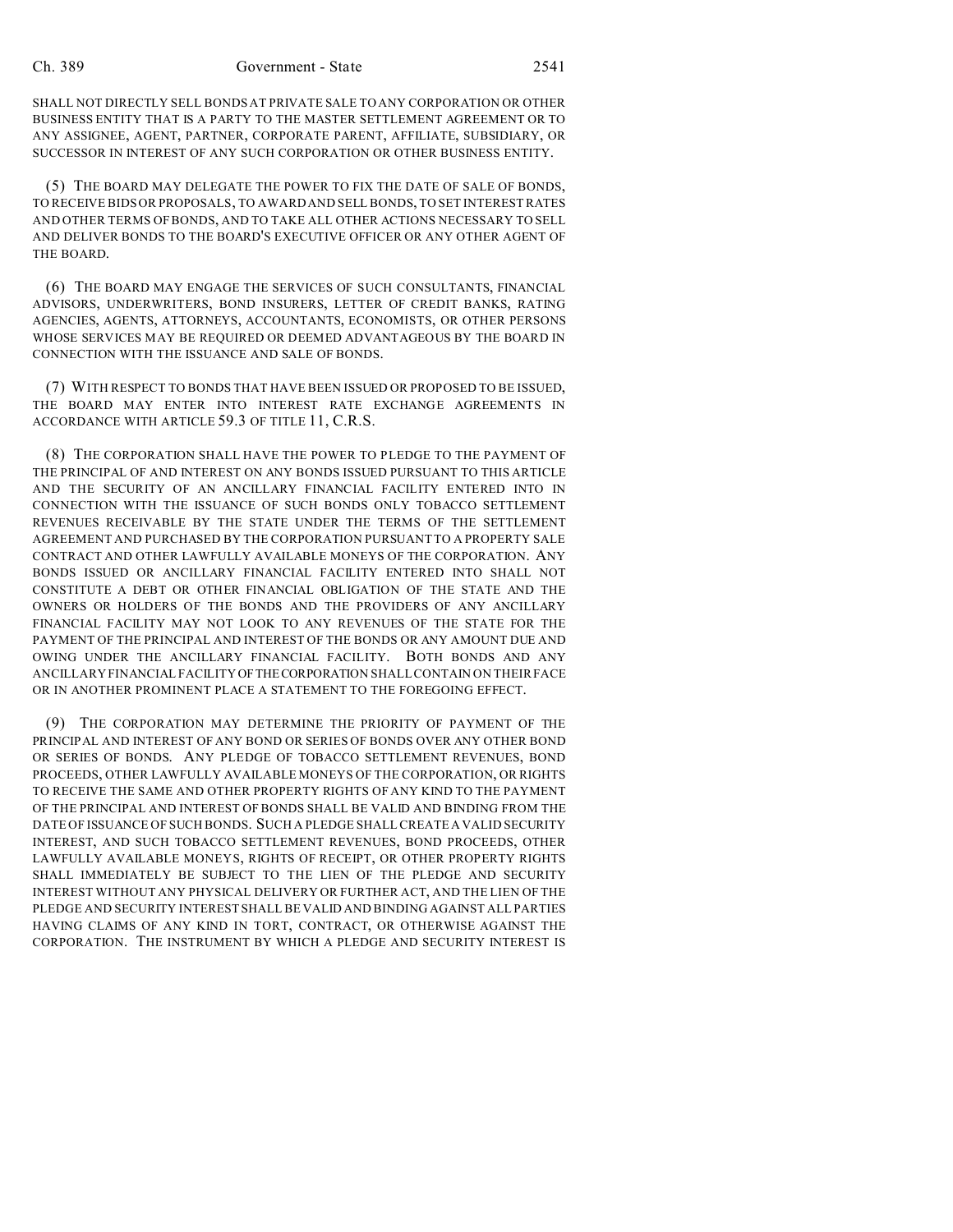SHALL NOT DIRECTLY SELL BONDS AT PRIVATE SALE TO ANY CORPORATION OR OTHER BUSINESS ENTITY THAT IS A PARTY TO THE MASTER SETTLEMENT AGREEMENT OR TO ANY ASSIGNEE, AGENT, PARTNER, CORPORATE PARENT, AFFILIATE, SUBSIDIARY, OR SUCCESSOR IN INTEREST OF ANY SUCH CORPORATION OR OTHER BUSINESS ENTITY.

(5) THE BOARD MAY DELEGATE THE POWER TO FIX THE DATE OF SALE OF BONDS, TO RECEIVE BIDS OR PROPOSALS, TO AWARD AND SELL BONDS, TO SET INTEREST RATES AND OTHER TERMS OF BONDS, AND TO TAKE ALL OTHER ACTIONS NECESSARY TO SELL AND DELIVER BONDS TO THE BOARD'S EXECUTIVE OFFICER OR ANY OTHER AGENT OF THE BOARD.

(6) THE BOARD MAY ENGAGE THE SERVICES OF SUCH CONSULTANTS, FINANCIAL ADVISORS, UNDERWRITERS, BOND INSURERS, LETTER OF CREDIT BANKS, RATING AGENCIES, AGENTS, ATTORNEYS, ACCOUNTANTS, ECONOMISTS, OR OTHER PERSONS WHOSE SERVICES MAY BE REQUIRED OR DEEMED ADVANTAGEOUS BY THE BOARD IN CONNECTION WITH THE ISSUANCE AND SALE OF BONDS.

(7) WITH RESPECT TO BONDS THAT HAVE BEEN ISSUED OR PROPOSED TO BE ISSUED, THE BOARD MAY ENTER INTO INTEREST RATE EXCHANGE AGREEMENTS IN ACCORDANCE WITH ARTICLE 59.3 OF TITLE 11, C.R.S.

(8) THE CORPORATION SHALL HAVE THE POWER TO PLEDGE TO THE PAYMENT OF THE PRINCIPAL OF AND INTEREST ON ANY BONDS ISSUED PURSUANT TO THIS ARTICLE AND THE SECURITY OF AN ANCILLARY FINANCIAL FACILITY ENTERED INTO IN CONNECTION WITH THE ISSUANCE OF SUCH BONDS ONLY TOBACCO SETTLEMENT REVENUES RECEIVABLE BY THE STATE UNDER THE TERMS OF THE SETTLEMENT AGREEMENT AND PURCHASED BY THE CORPORATION PURSUANT TO A PROPERTY SALE CONTRACT AND OTHER LAWFULLY AVAILABLE MONEYS OF THE CORPORATION. ANY BONDS ISSUED OR ANCILLARY FINANCIAL FACILITY ENTERED INTO SHALL NOT CONSTITUTE A DEBT OR OTHER FINANCIAL OBLIGATION OF THE STATE AND THE OWNERS OR HOLDERS OF THE BONDS AND THE PROVIDERS OF ANY ANCILLARY FINANCIAL FACILITY MAY NOT LOOK TO ANY REVENUES OF THE STATE FOR THE PAYMENT OF THE PRINCIPAL AND INTEREST OF THE BONDS OR ANY AMOUNT DUE AND OWING UNDER THE ANCILLARY FINANCIAL FACILITY. BOTH BONDS AND ANY ANCILLARY FINANCIAL FACILITY OF THE CORPORATION SHALL CONTAIN ON THEIR FACE OR IN ANOTHER PROMINENT PLACE A STATEMENT TO THE FOREGOING EFFECT.

(9) THE CORPORATION MAY DETERMINE THE PRIORITY OF PAYMENT OF THE PRINCIPAL AND INTEREST OF ANY BOND OR SERIES OF BONDS OVER ANY OTHER BOND OR SERIES OF BONDS. ANY PLEDGE OF TOBACCO SETTLEMENT REVENUES, BOND PROCEEDS, OTHER LAWFULLY AVAILABLE MONEYS OF THE CORPORATION, OR RIGHTS TO RECEIVE THE SAME AND OTHER PROPERTY RIGHTS OF ANY KIND TO THE PAYMENT OF THE PRINCIPAL AND INTEREST OF BONDS SHALL BE VALID AND BINDING FROM THE DATE OF ISSUANCE OF SUCH BONDS. SUCH A PLEDGE SHALL CREATE A VALID SECURITY INTEREST, AND SUCH TOBACCO SETTLEMENT REVENUES, BOND PROCEEDS, OTHER LAWFULLY AVAILABLE MONEYS, RIGHTS OF RECEIPT, OR OTHER PROPERTY RIGHTS SHALL IMMEDIATELY BE SUBJECT TO THE LIEN OF THE PLEDGE AND SECURITY INTEREST WITHOUT ANY PHYSICAL DELIVERY OR FURTHER ACT, AND THE LIEN OF THE PLEDGE AND SECURITY INTEREST SHALL BE VALID AND BINDING AGAINST ALL PARTIES HAVING CLAIMS OF ANY KIND IN TORT, CONTRACT, OR OTHERWISE AGAINST THE CORPORATION. THE INSTRUMENT BY WHICH A PLEDGE AND SECURITY INTEREST IS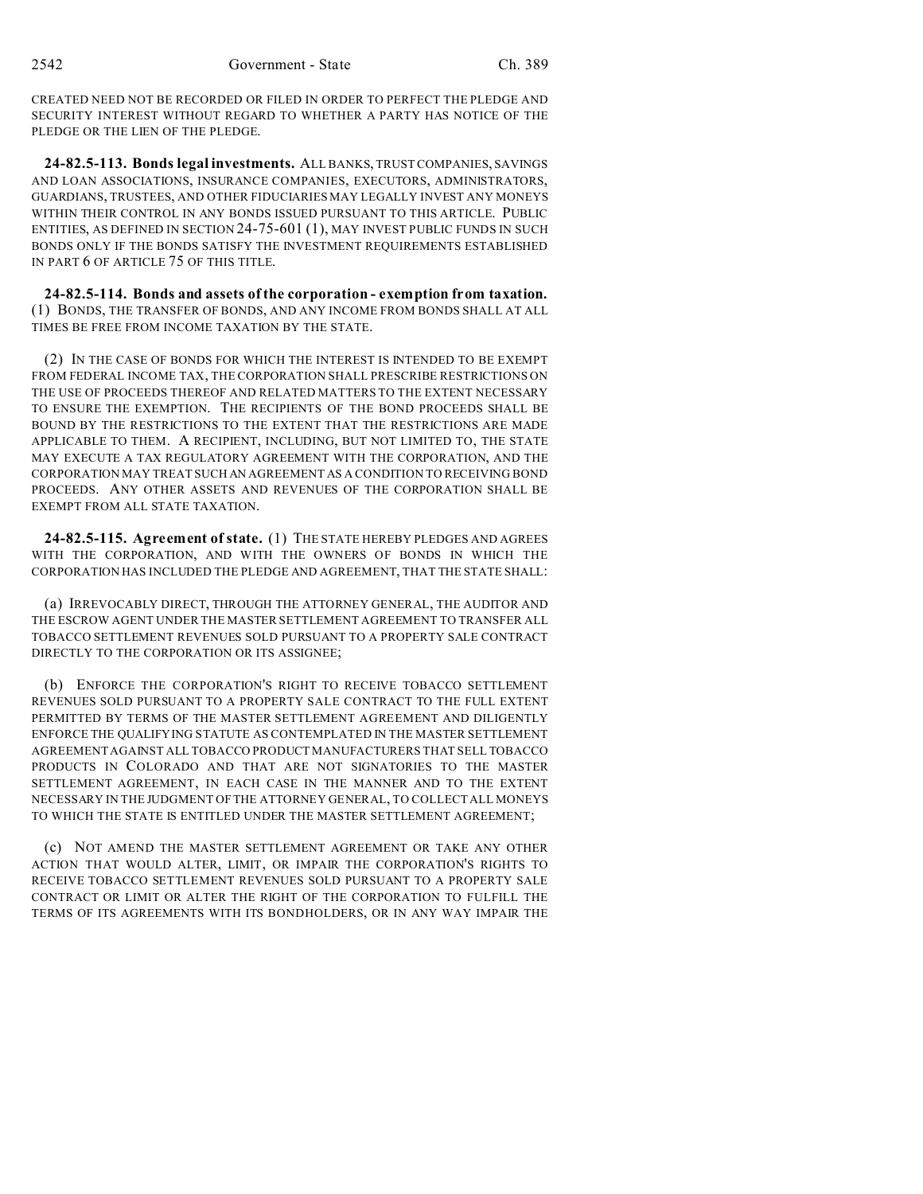CREATED NEED NOT BE RECORDED OR FILED IN ORDER TO PERFECT THE PLEDGE AND SECURITY INTEREST WITHOUT REGARD TO WHETHER A PARTY HAS NOTICE OF THE PLEDGE OR THE LIEN OF THE PLEDGE.

**24-82.5-113. Bonds legal investments.** ALL BANKS, TRUST COMPANIES, SAVINGS AND LOAN ASSOCIATIONS, INSURANCE COMPANIES, EXECUTORS, ADMINISTRATORS, GUARDIANS, TRUSTEES, AND OTHER FIDUCIARIES MAY LEGALLY INVEST ANY MONEYS WITHIN THEIR CONTROL IN ANY BONDS ISSUED PURSUANT TO THIS ARTICLE. PUBLIC ENTITIES, AS DEFINED IN SECTION 24-75-601 (1), MAY INVEST PUBLIC FUNDS IN SUCH BONDS ONLY IF THE BONDS SATISFY THE INVESTMENT REQUIREMENTS ESTABLISHED IN PART 6 OF ARTICLE 75 OF THIS TITLE.

**24-82.5-114. Bonds and assets of the corporation - exemption from taxation.** (1) BONDS, THE TRANSFER OF BONDS, AND ANY INCOME FROM BONDS SHALL AT ALL TIMES BE FREE FROM INCOME TAXATION BY THE STATE.

(2) IN THE CASE OF BONDS FOR WHICH THE INTEREST IS INTENDED TO BE EXEMPT FROM FEDERAL INCOME TAX, THE CORPORATION SHALL PRESCRIBE RESTRICTIONS ON THE USE OF PROCEEDS THEREOF AND RELATED MATTERS TO THE EXTENT NECESSARY TO ENSURE THE EXEMPTION. THE RECIPIENTS OF THE BOND PROCEEDS SHALL BE BOUND BY THE RESTRICTIONS TO THE EXTENT THAT THE RESTRICTIONS ARE MADE APPLICABLE TO THEM. A RECIPIENT, INCLUDING, BUT NOT LIMITED TO, THE STATE MAY EXECUTE A TAX REGULATORY AGREEMENT WITH THE CORPORATION, AND THE CORPORATION MAY TREAT SUCH AN AGREEMENT AS A CONDITION TO RECEIVING BOND PROCEEDS. ANY OTHER ASSETS AND REVENUES OF THE CORPORATION SHALL BE EXEMPT FROM ALL STATE TAXATION.

**24-82.5-115. Agreement of state.** (1) THE STATE HEREBY PLEDGES AND AGREES WITH THE CORPORATION, AND WITH THE OWNERS OF BONDS IN WHICH THE CORPORATION HAS INCLUDED THE PLEDGE AND AGREEMENT, THAT THE STATE SHALL:

(a) IRREVOCABLY DIRECT, THROUGH THE ATTORNEY GENERAL, THE AUDITOR AND THE ESCROW AGENT UNDER THE MASTER SETTLEMENT AGREEMENT TO TRANSFER ALL TOBACCO SETTLEMENT REVENUES SOLD PURSUANT TO A PROPERTY SALE CONTRACT DIRECTLY TO THE CORPORATION OR ITS ASSIGNEE;

(b) ENFORCE THE CORPORATION'S RIGHT TO RECEIVE TOBACCO SETTLEMENT REVENUES SOLD PURSUANT TO A PROPERTY SALE CONTRACT TO THE FULL EXTENT PERMITTED BY TERMS OF THE MASTER SETTLEMENT AGREEMENT AND DILIGENTLY ENFORCE THE QUALIFYING STATUTE AS CONTEMPLATED IN THE MASTER SETTLEMENT AGREEMENT AGAINST ALL TOBACCO PRODUCT MANUFACTURERS THAT SELL TOBACCO PRODUCTS IN COLORADO AND THAT ARE NOT SIGNATORIES TO THE MASTER SETTLEMENT AGREEMENT, IN EACH CASE IN THE MANNER AND TO THE EXTENT NECESSARY IN THE JUDGMENT OF THE ATTORNEY GENERAL, TO COLLECT ALL MONEYS TO WHICH THE STATE IS ENTITLED UNDER THE MASTER SETTLEMENT AGREEMENT;

(c) NOT AMEND THE MASTER SETTLEMENT AGREEMENT OR TAKE ANY OTHER ACTION THAT WOULD ALTER, LIMIT, OR IMPAIR THE CORPORATION'S RIGHTS TO RECEIVE TOBACCO SETTLEMENT REVENUES SOLD PURSUANT TO A PROPERTY SALE CONTRACT OR LIMIT OR ALTER THE RIGHT OF THE CORPORATION TO FULFILL THE TERMS OF ITS AGREEMENTS WITH ITS BONDHOLDERS, OR IN ANY WAY IMPAIR THE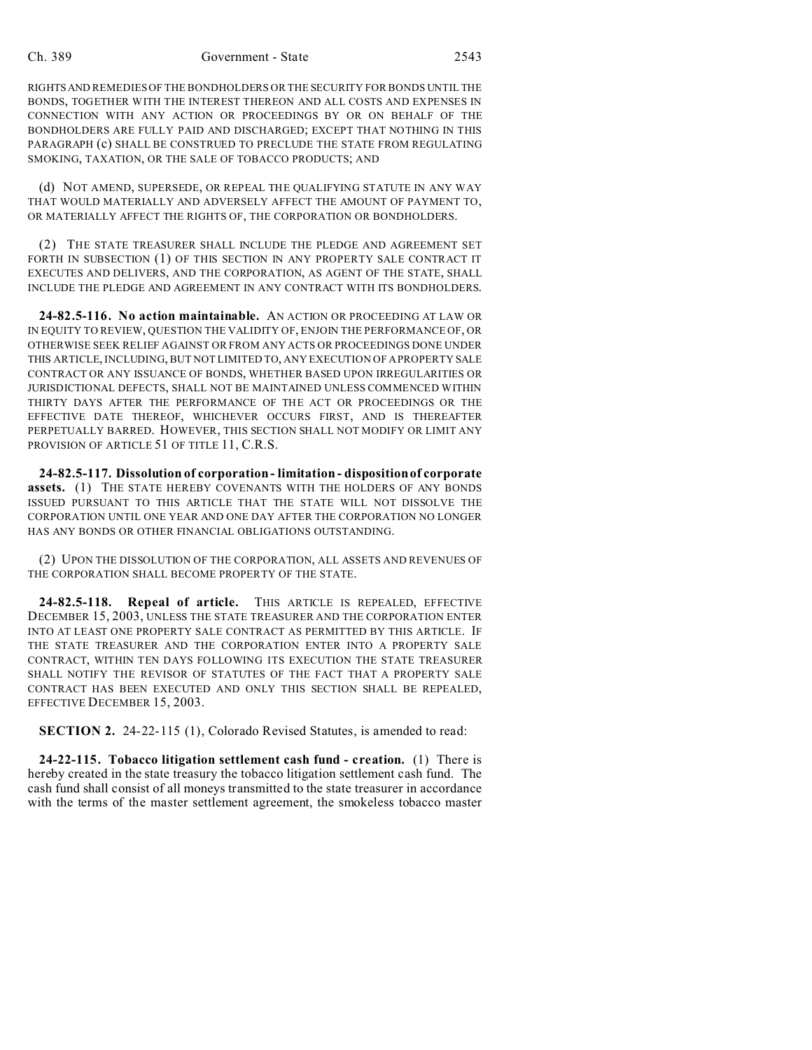RIGHTS AND REMEDIES OF THE BONDHOLDERS OR THE SECURITY FOR BONDS UNTIL THE BONDS, TOGETHER WITH THE INTEREST THEREON AND ALL COSTS AND EXPENSES IN CONNECTION WITH ANY ACTION OR PROCEEDINGS BY OR ON BEHALF OF THE BONDHOLDERS ARE FULLY PAID AND DISCHARGED; EXCEPT THAT NOTHING IN THIS PARAGRAPH (c) SHALL BE CONSTRUED TO PRECLUDE THE STATE FROM REGULATING SMOKING, TAXATION, OR THE SALE OF TOBACCO PRODUCTS; AND

(d) NOT AMEND, SUPERSEDE, OR REPEAL THE QUALIFYING STATUTE IN ANY WAY THAT WOULD MATERIALLY AND ADVERSELY AFFECT THE AMOUNT OF PAYMENT TO, OR MATERIALLY AFFECT THE RIGHTS OF, THE CORPORATION OR BONDHOLDERS.

(2) THE STATE TREASURER SHALL INCLUDE THE PLEDGE AND AGREEMENT SET FORTH IN SUBSECTION (1) OF THIS SECTION IN ANY PROPERTY SALE CONTRACT IT EXECUTES AND DELIVERS, AND THE CORPORATION, AS AGENT OF THE STATE, SHALL INCLUDE THE PLEDGE AND AGREEMENT IN ANY CONTRACT WITH ITS BONDHOLDERS.

**24-82.5-116. No action maintainable.** AN ACTION OR PROCEEDING AT LAW OR IN EQUITY TO REVIEW, QUESTION THE VALIDITY OF, ENJOIN THE PERFORMANCE OF, OR OTHERWISE SEEK RELIEF AGAINST OR FROM ANY ACTS OR PROCEEDINGS DONE UNDER THIS ARTICLE, INCLUDING, BUT NOT LIMITED TO, ANY EXECUTION OF A PROPERTY SALE CONTRACT OR ANY ISSUANCE OF BONDS, WHETHER BASED UPON IRREGULARITIES OR JURISDICTIONAL DEFECTS, SHALL NOT BE MAINTAINED UNLESS COMMENCED WITHIN THIRTY DAYS AFTER THE PERFORMANCE OF THE ACT OR PROCEEDINGS OR THE EFFECTIVE DATE THEREOF, WHICHEVER OCCURS FIRST, AND IS THEREAFTER PERPETUALLY BARRED. HOWEVER, THIS SECTION SHALL NOT MODIFY OR LIMIT ANY PROVISION OF ARTICLE 51 OF TITLE 11, C.R.S.

**24-82.5-117. Dissolution of corporation - limitation - disposition of corporate assets.** (1) THE STATE HEREBY COVENANTS WITH THE HOLDERS OF ANY BONDS ISSUED PURSUANT TO THIS ARTICLE THAT THE STATE WILL NOT DISSOLVE THE CORPORATION UNTIL ONE YEAR AND ONE DAY AFTER THE CORPORATION NO LONGER HAS ANY BONDS OR OTHER FINANCIAL OBLIGATIONS OUTSTANDING.

(2) UPON THE DISSOLUTION OF THE CORPORATION, ALL ASSETS AND REVENUES OF THE CORPORATION SHALL BECOME PROPERTY OF THE STATE.

**24-82.5-118. Repeal of article.** THIS ARTICLE IS REPEALED, EFFECTIVE DECEMBER 15, 2003, UNLESS THE STATE TREASURER AND THE CORPORATION ENTER INTO AT LEAST ONE PROPERTY SALE CONTRACT AS PERMITTED BY THIS ARTICLE. IF THE STATE TREASURER AND THE CORPORATION ENTER INTO A PROPERTY SALE CONTRACT, WITHIN TEN DAYS FOLLOWING ITS EXECUTION THE STATE TREASURER SHALL NOTIFY THE REVISOR OF STATUTES OF THE FACT THAT A PROPERTY SALE CONTRACT HAS BEEN EXECUTED AND ONLY THIS SECTION SHALL BE REPEALED, EFFECTIVE DECEMBER 15, 2003.

**SECTION 2.** 24-22-115 (1), Colorado Revised Statutes, is amended to read:

**24-22-115. Tobacco litigation settlement cash fund - creation.** (1) There is hereby created in the state treasury the tobacco litigation settlement cash fund. The cash fund shall consist of all moneys transmitted to the state treasurer in accordance with the terms of the master settlement agreement, the smokeless tobacco master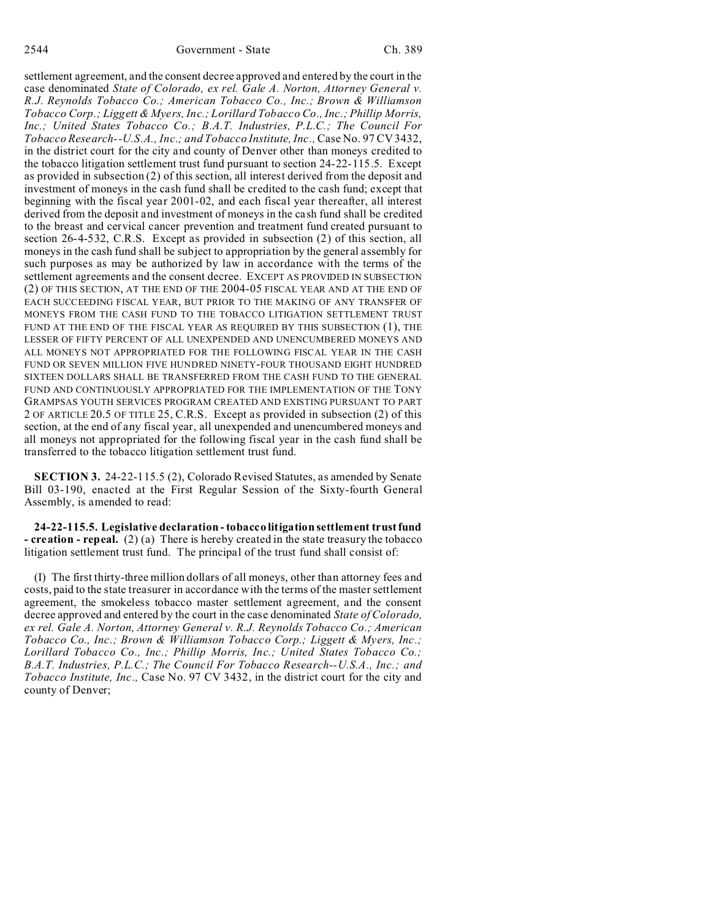settlement agreement, and the consent decree approved and entered by the court in the case denominated *State of Colorado, ex rel. Gale A. Norton, Attorney General v. R.J. Reynolds Tobacco Co.; American Tobacco Co., Inc.; Brown & Williamson Tobacco Corp.; Liggett & Myers, Inc.; Lorillard Tobacco Co., Inc.; Phillip Morris, Inc.; United States Tobacco Co.; B.A.T. Industries, P.L.C.; The Council For Tobacco Research--U.S.A., Inc.; and Tobacco Institute, Inc.,* Case No. 97 CV 3432, in the district court for the city and county of Denver other than moneys credited to the tobacco litigation settlement trust fund pursuant to section 24-22-115.5. Except as provided in subsection (2) of this section, all interest derived from the deposit and investment of moneys in the cash fund shall be credited to the cash fund; except that beginning with the fiscal year 2001-02, and each fiscal year thereafter, all interest derived from the deposit and investment of moneys in the cash fund shall be credited to the breast and cervical cancer prevention and treatment fund created pursuant to section 26-4-532, C.R.S. Except as provided in subsection (2) of this section, all moneys in the cash fund shall be subject to appropriation by the general assembly for such purposes as may be authorized by law in accordance with the terms of the settlement agreements and the consent decree. EXCEPT AS PROVIDED IN SUBSECTION (2) OF THIS SECTION, AT THE END OF THE 2004-05 FISCAL YEAR AND AT THE END OF EACH SUCCEEDING FISCAL YEAR, BUT PRIOR TO THE MAKING OF ANY TRANSFER OF MONEYS FROM THE CASH FUND TO THE TOBACCO LITIGATION SETTLEMENT TRUST FUND AT THE END OF THE FISCAL YEAR AS REQUIRED BY THIS SUBSECTION (1), THE LESSER OF FIFTY PERCENT OF ALL UNEXPENDED AND UNENCUMBERED MONEYS AND ALL MONEYS NOT APPROPRIATED FOR THE FOLLOWING FISCAL YEAR IN THE CASH FUND OR SEVEN MILLION FIVE HUNDRED NINETY-FOUR THOUSAND EIGHT HUNDRED SIXTEEN DOLLARS SHALL BE TRANSFERRED FROM THE CASH FUND TO THE GENERAL FUND AND CONTINUOUSLY APPROPRIATED FOR THE IMPLEMENTATION OF THE TONY GRAMPSAS YOUTH SERVICES PROGRAM CREATED AND EXISTING PURSUANT TO PART 2 OF ARTICLE 20.5 OF TITLE 25, C.R.S. Except as provided in subsection (2) of this section, at the end of any fiscal year, all unexpended and unencumbered moneys and all moneys not appropriated for the following fiscal year in the cash fund shall be transferred to the tobacco litigation settlement trust fund.

**SECTION 3.** 24-22-115.5 (2), Colorado Revised Statutes, as amended by Senate Bill 03-190, enacted at the First Regular Session of the Sixty-fourth General Assembly, is amended to read:

**24-22-115.5. Legislative declaration - tobacco litigation settlement trust fund - creation - repeal.** (2) (a) There is hereby created in the state treasury the tobacco litigation settlement trust fund. The principal of the trust fund shall consist of:

(I) The first thirty-three million dollars of all moneys, other than attorney fees and costs, paid to the state treasurer in accordance with the terms of the master settlement agreement, the smokeless tobacco master settlement agreement, and the consent decree approved and entered by the court in the case denominated *State of Colorado, ex rel. Gale A. Norton, Attorney General v. R.J. Reynolds Tobacco Co.; American Tobacco Co., Inc.; Brown & Williamson Tobacco Corp.; Liggett & Myers, Inc.; Lorillard Tobacco Co., Inc.; Phillip Morris, Inc.; United States Tobacco Co.; B.A.T. Industries, P.L.C.; The Council For Tobacco Research--U.S.A., Inc.; and Tobacco Institute, Inc.,* Case No. 97 CV 3432, in the district court for the city and county of Denver;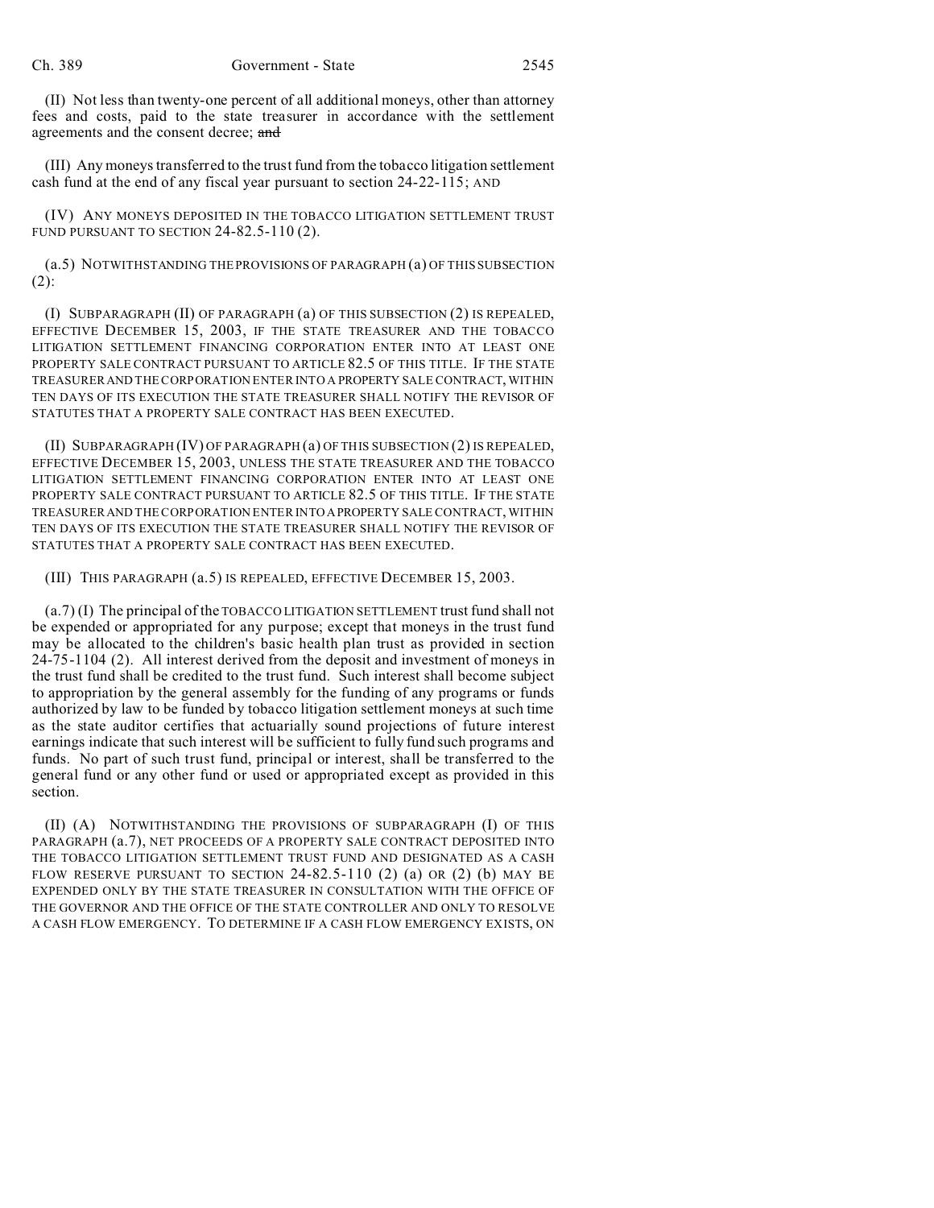(II) Not less than twenty-one percent of all additional moneys, other than attorney fees and costs, paid to the state treasurer in accordance with the settlement agreements and the consent decree; ~~and~~

(III) Any moneys transferred to the trust fund from the tobacco litigation settlement cash fund at the end of any fiscal year pursuant to section 24-22-115; AND

(IV) ANY MONEYS DEPOSITED IN THE TOBACCO LITIGATION SETTLEMENT TRUST FUND PURSUANT TO SECTION 24-82.5-110 (2).

(a.5) NOTWITHSTANDING THE PROVISIONS OF PARAGRAPH (a) OF THIS SUBSECTION (2):

(I) SUBPARAGRAPH (II) OF PARAGRAPH (a) OF THIS SUBSECTION (2) IS REPEALED, EFFECTIVE DECEMBER 15, 2003, IF THE STATE TREASURER AND THE TOBACCO LITIGATION SETTLEMENT FINANCING CORPORATION ENTER INTO AT LEAST ONE PROPERTY SALE CONTRACT PURSUANT TO ARTICLE 82.5 OF THIS TITLE. IF THE STATE TREASURER AND THE CORPORATION ENTER INTO A PROPERTY SALE CONTRACT, WITHIN TEN DAYS OF ITS EXECUTION THE STATE TREASURER SHALL NOTIFY THE REVISOR OF STATUTES THAT A PROPERTY SALE CONTRACT HAS BEEN EXECUTED.

(II) SUBPARAGRAPH (IV) OF PARAGRAPH (a) OF THIS SUBSECTION (2) IS REPEALED, EFFECTIVE DECEMBER 15, 2003, UNLESS THE STATE TREASURER AND THE TOBACCO LITIGATION SETTLEMENT FINANCING CORPORATION ENTER INTO AT LEAST ONE PROPERTY SALE CONTRACT PURSUANT TO ARTICLE 82.5 OF THIS TITLE. IF THE STATE TREASURER AND THE CORPORATION ENTER INTO A PROPERTY SALE CONTRACT, WITHIN TEN DAYS OF ITS EXECUTION THE STATE TREASURER SHALL NOTIFY THE REVISOR OF STATUTES THAT A PROPERTY SALE CONTRACT HAS BEEN EXECUTED.

(III) THIS PARAGRAPH (a.5) IS REPEALED, EFFECTIVE DECEMBER 15, 2003.

(a.7) (I) The principal of the TOBACCO LITIGATION SETTLEMENT trust fund shall not be expended or appropriated for any purpose; except that moneys in the trust fund may be allocated to the children's basic health plan trust as provided in section 24-75-1104 (2). All interest derived from the deposit and investment of moneys in the trust fund shall be credited to the trust fund. Such interest shall become subject to appropriation by the general assembly for the funding of any programs or funds authorized by law to be funded by tobacco litigation settlement moneys at such time as the state auditor certifies that actuarially sound projections of future interest earnings indicate that such interest will be sufficient to fully fund such programs and funds. No part of such trust fund, principal or interest, shall be transferred to the general fund or any other fund or used or appropriated except as provided in this section.

(II) (A) NOTWITHSTANDING THE PROVISIONS OF SUBPARAGRAPH (I) OF THIS PARAGRAPH (a.7), NET PROCEEDS OF A PROPERTY SALE CONTRACT DEPOSITED INTO THE TOBACCO LITIGATION SETTLEMENT TRUST FUND AND DESIGNATED AS A CASH FLOW RESERVE PURSUANT TO SECTION 24-82.5-110 (2) (a) OR (2) (b) MAY BE EXPENDED ONLY BY THE STATE TREASURER IN CONSULTATION WITH THE OFFICE OF THE GOVERNOR AND THE OFFICE OF THE STATE CONTROLLER AND ONLY TO RESOLVE A CASH FLOW EMERGENCY. TO DETERMINE IF A CASH FLOW EMERGENCY EXISTS, ON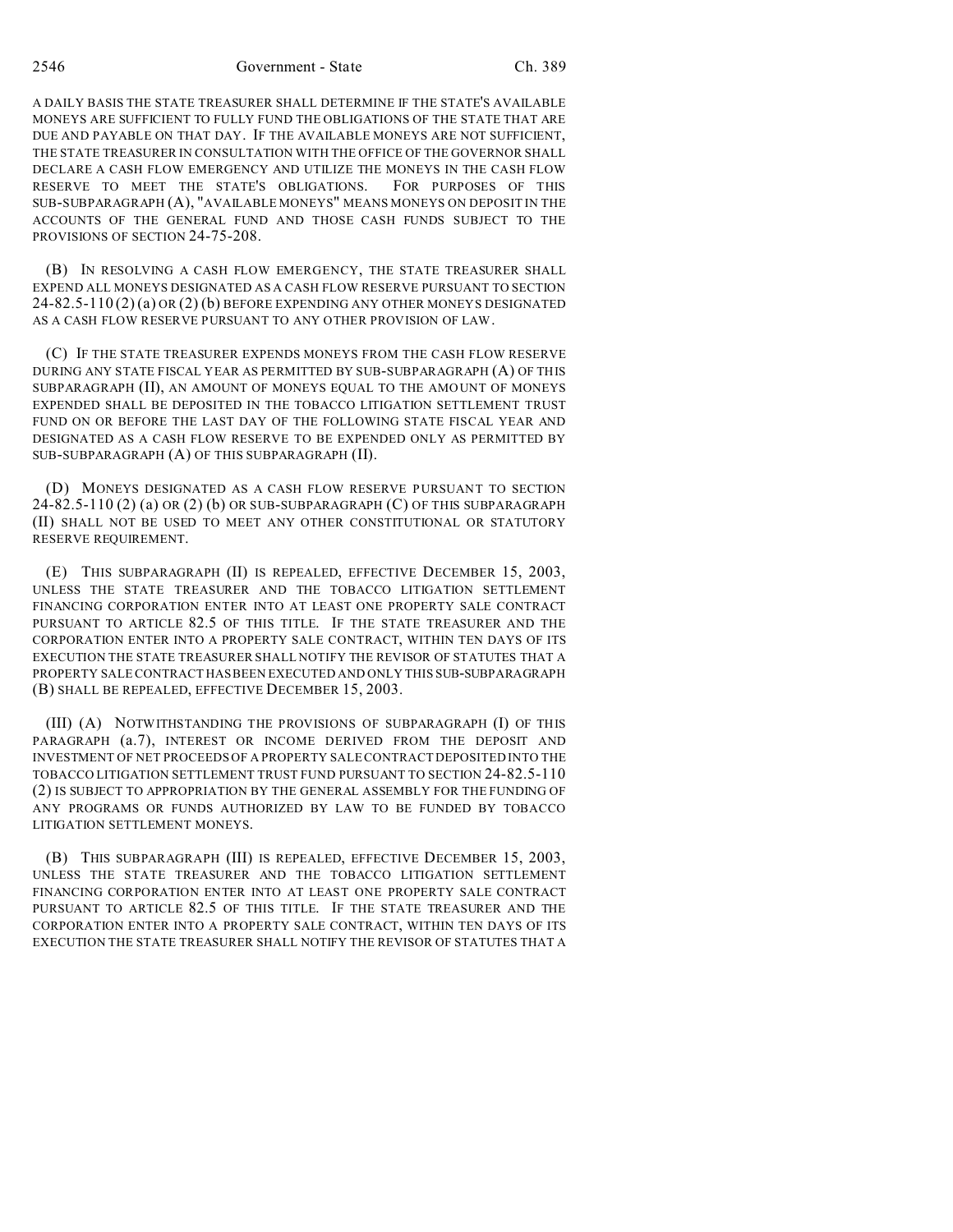A DAILY BASIS THE STATE TREASURER SHALL DETERMINE IF THE STATE'S AVAILABLE MONEYS ARE SUFFICIENT TO FULLY FUND THE OBLIGATIONS OF THE STATE THAT ARE DUE AND PAYABLE ON THAT DAY. IF THE AVAILABLE MONEYS ARE NOT SUFFICIENT, THE STATE TREASURER IN CONSULTATION WITH THE OFFICE OF THE GOVERNOR SHALL DECLARE A CASH FLOW EMERGENCY AND UTILIZE THE MONEYS IN THE CASH FLOW RESERVE TO MEET THE STATE'S OBLIGATIONS. FOR PURPOSES OF THIS SUB-SUBPARAGRAPH (A), "AVAILABLE MONEYS" MEANS MONEYS ON DEPOSIT IN THE ACCOUNTS OF THE GENERAL FUND AND THOSE CASH FUNDS SUBJECT TO THE PROVISIONS OF SECTION 24-75-208.

(B) IN RESOLVING A CASH FLOW EMERGENCY, THE STATE TREASURER SHALL EXPEND ALL MONEYS DESIGNATED AS A CASH FLOW RESERVE PURSUANT TO SECTION 24-82.5-110 (2) (a) OR (2) (b) BEFORE EXPENDING ANY OTHER MONEYS DESIGNATED AS A CASH FLOW RESERVE PURSUANT TO ANY OTHER PROVISION OF LAW.

(C) IF THE STATE TREASURER EXPENDS MONEYS FROM THE CASH FLOW RESERVE DURING ANY STATE FISCAL YEAR AS PERMITTED BY SUB-SUBPARAGRAPH (A) OF THIS SUBPARAGRAPH (II), AN AMOUNT OF MONEYS EQUAL TO THE AMOUNT OF MONEYS EXPENDED SHALL BE DEPOSITED IN THE TOBACCO LITIGATION SETTLEMENT TRUST FUND ON OR BEFORE THE LAST DAY OF THE FOLLOWING STATE FISCAL YEAR AND DESIGNATED AS A CASH FLOW RESERVE TO BE EXPENDED ONLY AS PERMITTED BY SUB-SUBPARAGRAPH (A) OF THIS SUBPARAGRAPH (II).

(D) MONEYS DESIGNATED AS A CASH FLOW RESERVE PURSUANT TO SECTION 24-82.5-110 (2) (a) OR (2) (b) OR SUB-SUBPARAGRAPH (C) OF THIS SUBPARAGRAPH (II) SHALL NOT BE USED TO MEET ANY OTHER CONSTITUTIONAL OR STATUTORY RESERVE REQUIREMENT.

(E) THIS SUBPARAGRAPH (II) IS REPEALED, EFFECTIVE DECEMBER 15, 2003, UNLESS THE STATE TREASURER AND THE TOBACCO LITIGATION SETTLEMENT FINANCING CORPORATION ENTER INTO AT LEAST ONE PROPERTY SALE CONTRACT PURSUANT TO ARTICLE 82.5 OF THIS TITLE. IF THE STATE TREASURER AND THE CORPORATION ENTER INTO A PROPERTY SALE CONTRACT, WITHIN TEN DAYS OF ITS EXECUTION THE STATE TREASURER SHALL NOTIFY THE REVISOR OF STATUTES THAT A PROPERTY SALE CONTRACT HAS BEEN EXECUTED AND ONLY THIS SUB-SUBPARAGRAPH (B) SHALL BE REPEALED, EFFECTIVE DECEMBER 15, 2003.

(III) (A) NOTWITHSTANDING THE PROVISIONS OF SUBPARAGRAPH (I) OF THIS PARAGRAPH (a.7), INTEREST OR INCOME DERIVED FROM THE DEPOSIT AND INVESTMENT OF NET PROCEEDS OF A PROPERTY SALE CONTRACT DEPOSITED INTO THE TOBACCO LITIGATION SETTLEMENT TRUST FUND PURSUANT TO SECTION 24-82.5-110 (2) IS SUBJECT TO APPROPRIATION BY THE GENERAL ASSEMBLY FOR THE FUNDING OF ANY PROGRAMS OR FUNDS AUTHORIZED BY LAW TO BE FUNDED BY TOBACCO LITIGATION SETTLEMENT MONEYS.

(B) THIS SUBPARAGRAPH (III) IS REPEALED, EFFECTIVE DECEMBER 15, 2003, UNLESS THE STATE TREASURER AND THE TOBACCO LITIGATION SETTLEMENT FINANCING CORPORATION ENTER INTO AT LEAST ONE PROPERTY SALE CONTRACT PURSUANT TO ARTICLE 82.5 OF THIS TITLE. IF THE STATE TREASURER AND THE CORPORATION ENTER INTO A PROPERTY SALE CONTRACT, WITHIN TEN DAYS OF ITS EXECUTION THE STATE TREASURER SHALL NOTIFY THE REVISOR OF STATUTES THAT A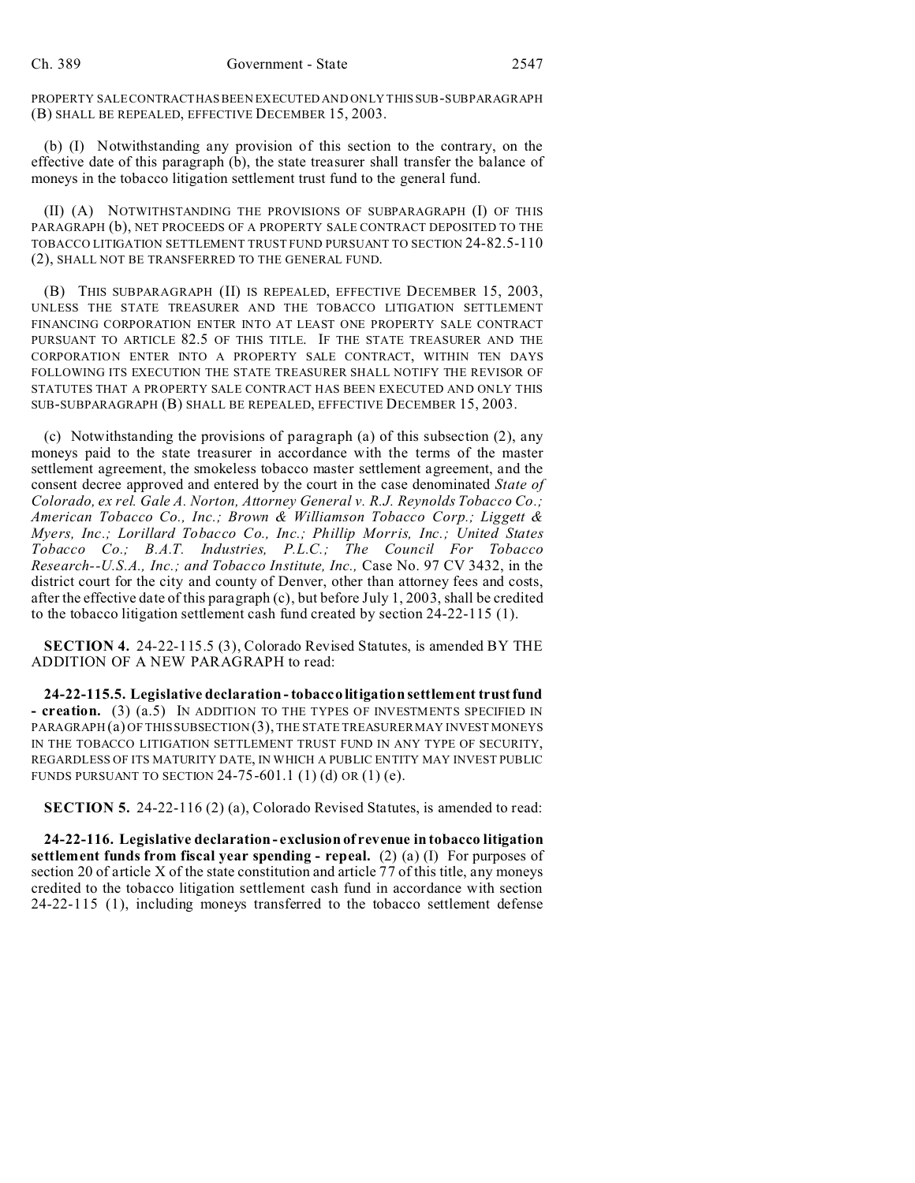PROPERTY SALE CONTRACT HAS BEEN EXECUTED AND ONLY THIS SUB-SUBPARAGRAPH (B) SHALL BE REPEALED, EFFECTIVE DECEMBER 15, 2003.

(b) (I) Notwithstanding any provision of this section to the contrary, on the effective date of this paragraph (b), the state treasurer shall transfer the balance of moneys in the tobacco litigation settlement trust fund to the general fund.

(II) (A) NOTWITHSTANDING THE PROVISIONS OF SUBPARAGRAPH (I) OF THIS PARAGRAPH (b), NET PROCEEDS OF A PROPERTY SALE CONTRACT DEPOSITED TO THE TOBACCO LITIGATION SETTLEMENT TRUST FUND PURSUANT TO SECTION 24-82.5-110 (2), SHALL NOT BE TRANSFERRED TO THE GENERAL FUND.

(B) THIS SUBPARAGRAPH (II) IS REPEALED, EFFECTIVE DECEMBER 15, 2003, UNLESS THE STATE TREASURER AND THE TOBACCO LITIGATION SETTLEMENT FINANCING CORPORATION ENTER INTO AT LEAST ONE PROPERTY SALE CONTRACT PURSUANT TO ARTICLE 82.5 OF THIS TITLE. IF THE STATE TREASURER AND THE CORPORATION ENTER INTO A PROPERTY SALE CONTRACT, WITHIN TEN DAYS FOLLOWING ITS EXECUTION THE STATE TREASURER SHALL NOTIFY THE REVISOR OF STATUTES THAT A PROPERTY SALE CONTRACT HAS BEEN EXECUTED AND ONLY THIS SUB-SUBPARAGRAPH (B) SHALL BE REPEALED, EFFECTIVE DECEMBER 15, 2003.

(c) Notwithstanding the provisions of paragraph (a) of this subsection (2), any moneys paid to the state treasurer in accordance with the terms of the master settlement agreement, the smokeless tobacco master settlement agreement, and the consent decree approved and entered by the court in the case denominated *State of Colorado, ex rel. Gale A. Norton, Attorney General v. R.J. Reynolds Tobacco Co.; American Tobacco Co., Inc.; Brown & Williamson Tobacco Corp.; Liggett & Myers, Inc.; Lorillard Tobacco Co., Inc.; Phillip Morris, Inc.; United States Tobacco Co.; B.A.T. Industries, P.L.C.; The Council For Tobacco Research--U.S.A., Inc.; and Tobacco Institute, Inc.,* Case No. 97 CV 3432, in the district court for the city and county of Denver, other than attorney fees and costs, after the effective date of this paragraph (c), but before July 1, 2003, shall be credited to the tobacco litigation settlement cash fund created by section 24-22-115 (1).

**SECTION 4.** 24-22-115.5 (3), Colorado Revised Statutes, is amended BY THE ADDITION OF A NEW PARAGRAPH to read:

**24-22-115.5. Legislative declaration - tobacco litigation settlement trust fund - creation.** (3) (a.5) IN ADDITION TO THE TYPES OF INVESTMENTS SPECIFIED IN PARAGRAPH (a) OF THIS SUBSECTION (3), THE STATE TREASURER MAY INVEST MONEYS IN THE TOBACCO LITIGATION SETTLEMENT TRUST FUND IN ANY TYPE OF SECURITY, REGARDLESS OF ITS MATURITY DATE, IN WHICH A PUBLIC ENTITY MAY INVEST PUBLIC FUNDS PURSUANT TO SECTION 24-75-601.1 (1) (d) OR (1) (e).

**SECTION 5.** 24-22-116 (2) (a), Colorado Revised Statutes, is amended to read:

**24-22-116. Legislative declaration - exclusion of revenue in tobacco litigation settlement funds from fiscal year spending - repeal.** (2) (a) (I) For purposes of section 20 of article X of the state constitution and article 77 of this title, any moneys credited to the tobacco litigation settlement cash fund in accordance with section 24-22-115 (1), including moneys transferred to the tobacco settlement defense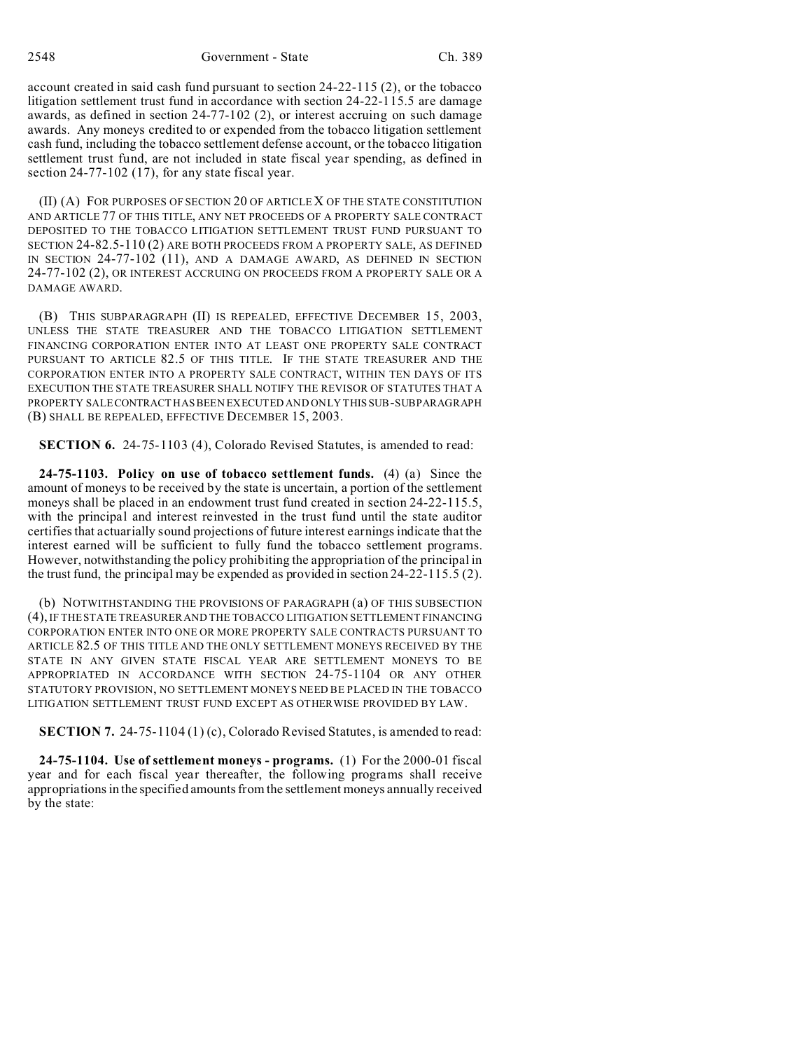account created in said cash fund pursuant to section 24-22-115 (2), or the tobacco litigation settlement trust fund in accordance with section 24-22-115.5 are damage awards, as defined in section 24-77-102 (2), or interest accruing on such damage awards. Any moneys credited to or expended from the tobacco litigation settlement cash fund, including the tobacco settlement defense account, or the tobacco litigation settlement trust fund, are not included in state fiscal year spending, as defined in section 24-77-102 (17), for any state fiscal year.

(II) (A) FOR PURPOSES OF SECTION 20 OF ARTICLE X OF THE STATE CONSTITUTION AND ARTICLE 77 OF THIS TITLE, ANY NET PROCEEDS OF A PROPERTY SALE CONTRACT DEPOSITED TO THE TOBACCO LITIGATION SETTLEMENT TRUST FUND PURSUANT TO SECTION 24-82.5-110 (2) ARE BOTH PROCEEDS FROM A PROPERTY SALE, AS DEFINED IN SECTION 24-77-102 (11), AND A DAMAGE AWARD, AS DEFINED IN SECTION 24-77-102 (2), OR INTEREST ACCRUING ON PROCEEDS FROM A PROPERTY SALE OR A DAMAGE AWARD.

(B) THIS SUBPARAGRAPH (II) IS REPEALED, EFFECTIVE DECEMBER 15, 2003, UNLESS THE STATE TREASURER AND THE TOBACCO LITIGATION SETTLEMENT FINANCING CORPORATION ENTER INTO AT LEAST ONE PROPERTY SALE CONTRACT PURSUANT TO ARTICLE 82.5 OF THIS TITLE. IF THE STATE TREASURER AND THE CORPORATION ENTER INTO A PROPERTY SALE CONTRACT, WITHIN TEN DAYS OF ITS EXECUTION THE STATE TREASURER SHALL NOTIFY THE REVISOR OF STATUTES THAT A PROPERTY SALE CONTRACT HAS BEEN EXECUTED AND ONLY THIS SUB-SUBPARAGRAPH (B) SHALL BE REPEALED, EFFECTIVE DECEMBER 15, 2003.

**SECTION 6.** 24-75-1103 (4), Colorado Revised Statutes, is amended to read:

**24-75-1103. Policy on use of tobacco settlement funds.** (4) (a) Since the amount of moneys to be received by the state is uncertain, a portion of the settlement moneys shall be placed in an endowment trust fund created in section 24-22-115.5, with the principal and interest reinvested in the trust fund until the state auditor certifies that actuarially sound projections of future interest earnings indicate that the interest earned will be sufficient to fully fund the tobacco settlement programs. However, notwithstanding the policy prohibiting the appropriation of the principal in the trust fund, the principal may be expended as provided in section 24-22-115.5 (2).

(b) NOTWITHSTANDING THE PROVISIONS OF PARAGRAPH (a) OF THIS SUBSECTION (4), IF THE STATE TREASURER AND THE TOBACCO LITIGATION SETTLEMENT FINANCING CORPORATION ENTER INTO ONE OR MORE PROPERTY SALE CONTRACTS PURSUANT TO ARTICLE 82.5 OF THIS TITLE AND THE ONLY SETTLEMENT MONEYS RECEIVED BY THE STATE IN ANY GIVEN STATE FISCAL YEAR ARE SETTLEMENT MONEYS TO BE APPROPRIATED IN ACCORDANCE WITH SECTION 24-75-1104 OR ANY OTHER STATUTORY PROVISION, NO SETTLEMENT MONEYS NEED BE PLACED IN THE TOBACCO LITIGATION SETTLEMENT TRUST FUND EXCEPT AS OTHERWISE PROVIDED BY LAW.

**SECTION 7.** 24-75-1104 (1) (c), Colorado Revised Statutes, is amended to read:

**24-75-1104. Use of settlement moneys - programs.** (1) For the 2000-01 fiscal year and for each fiscal year thereafter, the following programs shall receive appropriations in the specified amounts from the settlement moneys annually received by the state: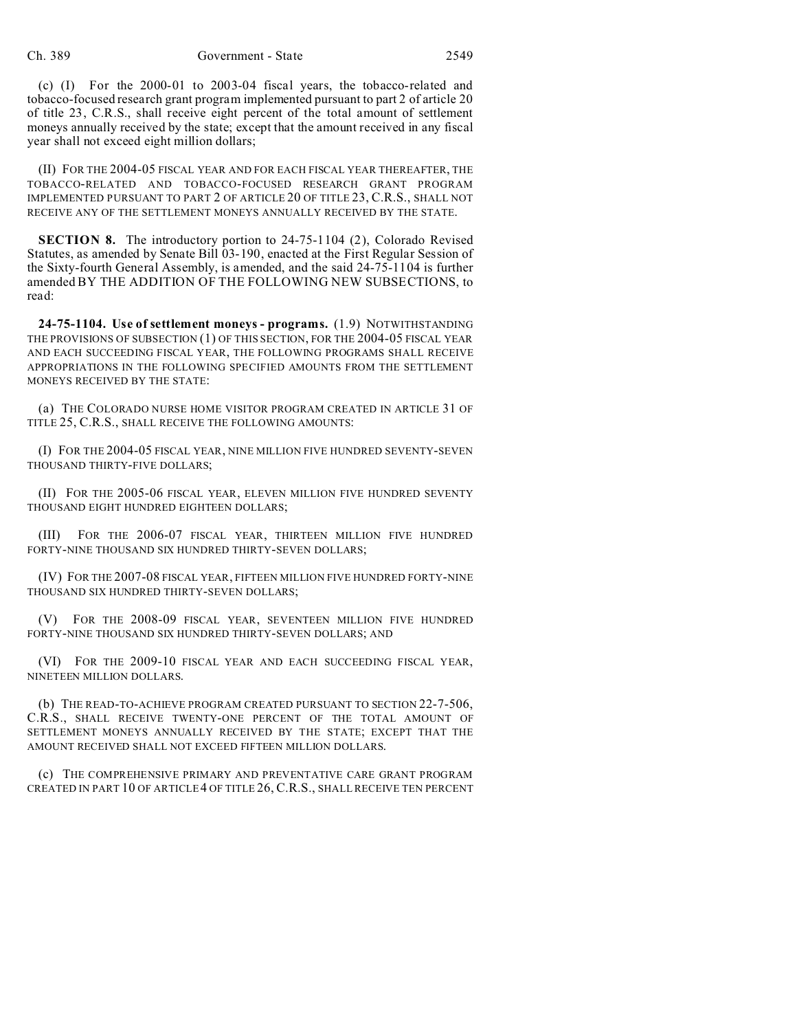(c) (I) For the 2000-01 to 2003-04 fiscal years, the tobacco-related and tobacco-focused research grant program implemented pursuant to part 2 of article 20 of title 23, C.R.S., shall receive eight percent of the total amount of settlement moneys annually received by the state; except that the amount received in any fiscal year shall not exceed eight million dollars;

(II) FOR THE 2004-05 FISCAL YEAR AND FOR EACH FISCAL YEAR THEREAFTER, THE TOBACCO-RELATED AND TOBACCO-FOCUSED RESEARCH GRANT PROGRAM IMPLEMENTED PURSUANT TO PART 2 OF ARTICLE 20 OF TITLE 23, C.R.S., SHALL NOT RECEIVE ANY OF THE SETTLEMENT MONEYS ANNUALLY RECEIVED BY THE STATE.

**SECTION 8.** The introductory portion to 24-75-1104 (2), Colorado Revised Statutes, as amended by Senate Bill 03-190, enacted at the First Regular Session of the Sixty-fourth General Assembly, is amended, and the said 24-75-1104 is further amended BY THE ADDITION OF THE FOLLOWING NEW SUBSECTIONS, to read:

**24-75-1104. Use of settlement moneys - programs.** (1.9) NOTWITHSTANDING THE PROVISIONS OF SUBSECTION (1) OF THIS SECTION, FOR THE 2004-05 FISCAL YEAR AND EACH SUCCEEDING FISCAL YEAR, THE FOLLOWING PROGRAMS SHALL RECEIVE APPROPRIATIONS IN THE FOLLOWING SPECIFIED AMOUNTS FROM THE SETTLEMENT MONEYS RECEIVED BY THE STATE:

(a) THE COLORADO NURSE HOME VISITOR PROGRAM CREATED IN ARTICLE 31 OF TITLE 25, C.R.S., SHALL RECEIVE THE FOLLOWING AMOUNTS:

(I) FOR THE 2004-05 FISCAL YEAR, NINE MILLION FIVE HUNDRED SEVENTY-SEVEN THOUSAND THIRTY-FIVE DOLLARS;

(II) FOR THE 2005-06 FISCAL YEAR, ELEVEN MILLION FIVE HUNDRED SEVENTY THOUSAND EIGHT HUNDRED EIGHTEEN DOLLARS;

(III) FOR THE 2006-07 FISCAL YEAR, THIRTEEN MILLION FIVE HUNDRED FORTY-NINE THOUSAND SIX HUNDRED THIRTY-SEVEN DOLLARS;

(IV) FOR THE 2007-08 FISCAL YEAR, FIFTEEN MILLION FIVE HUNDRED FORTY-NINE THOUSAND SIX HUNDRED THIRTY-SEVEN DOLLARS;

(V) FOR THE 2008-09 FISCAL YEAR, SEVENTEEN MILLION FIVE HUNDRED FORTY-NINE THOUSAND SIX HUNDRED THIRTY-SEVEN DOLLARS; AND

(VI) FOR THE 2009-10 FISCAL YEAR AND EACH SUCCEEDING FISCAL YEAR, NINETEEN MILLION DOLLARS.

(b) THE READ-TO-ACHIEVE PROGRAM CREATED PURSUANT TO SECTION 22-7-506, C.R.S., SHALL RECEIVE TWENTY-ONE PERCENT OF THE TOTAL AMOUNT OF SETTLEMENT MONEYS ANNUALLY RECEIVED BY THE STATE; EXCEPT THAT THE AMOUNT RECEIVED SHALL NOT EXCEED FIFTEEN MILLION DOLLARS.

(c) THE COMPREHENSIVE PRIMARY AND PREVENTATIVE CARE GRANT PROGRAM CREATED IN PART 10 OF ARTICLE 4 OF TITLE 26, C.R.S., SHALL RECEIVE TEN PERCENT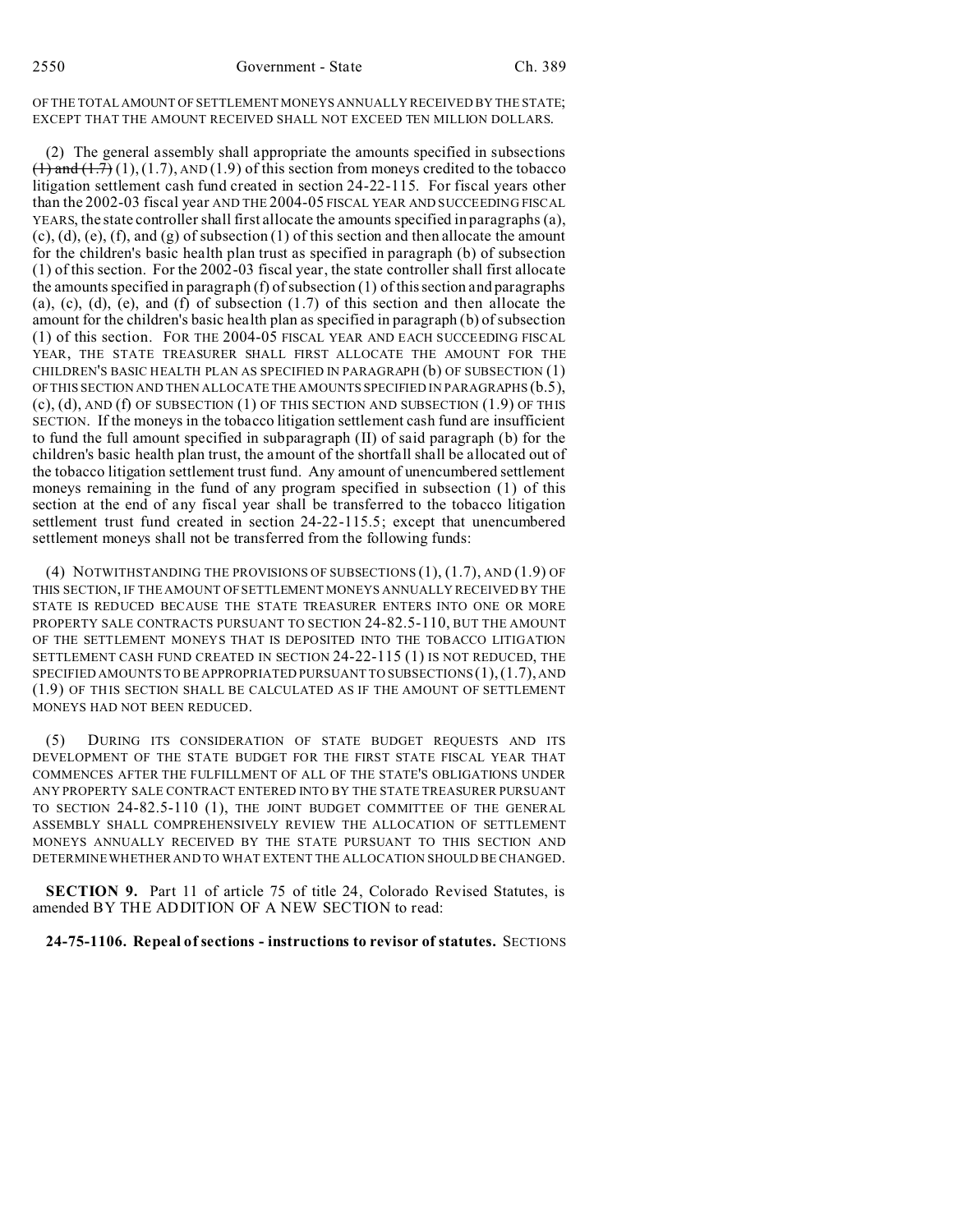OF THE TOTAL AMOUNT OF SETTLEMENT MONEYS ANNUALLY RECEIVED BY THE STATE; EXCEPT THAT THE AMOUNT RECEIVED SHALL NOT EXCEED TEN MILLION DOLLARS.

(2) The general assembly shall appropriate the amounts specified in subsections ~~(1) and (1.7)~~ (1), (1.7), AND (1.9) of this section from moneys credited to the tobacco litigation settlement cash fund created in section 24-22-115. For fiscal years other than the 2002-03 fiscal year AND THE 2004-05 FISCAL YEAR AND SUCCEEDING FISCAL YEARS, the state controller shall first allocate the amounts specified in paragraphs (a), (c), (d), (e), (f), and (g) of subsection (1) of this section and then allocate the amount for the children's basic health plan trust as specified in paragraph (b) of subsection (1) of this section. For the 2002-03 fiscal year, the state controller shall first allocate the amounts specified in paragraph (f) of subsection (1) of this section and paragraphs (a), (c), (d), (e), and (f) of subsection (1.7) of this section and then allocate the amount for the children's basic health plan as specified in paragraph (b) of subsection (1) of this section. FOR THE 2004-05 FISCAL YEAR AND EACH SUCCEEDING FISCAL YEAR, THE STATE TREASURER SHALL FIRST ALLOCATE THE AMOUNT FOR THE CHILDREN'S BASIC HEALTH PLAN AS SPECIFIED IN PARAGRAPH (b) OF SUBSECTION (1) OF THIS SECTION AND THEN ALLOCATE THE AMOUNTS SPECIFIED IN PARAGRAPHS (b.5), (c), (d), AND (f) OF SUBSECTION (1) OF THIS SECTION AND SUBSECTION (1.9) OF THIS SECTION. If the moneys in the tobacco litigation settlement cash fund are insufficient to fund the full amount specified in subparagraph (II) of said paragraph (b) for the children's basic health plan trust, the amount of the shortfall shall be allocated out of the tobacco litigation settlement trust fund. Any amount of unencumbered settlement moneys remaining in the fund of any program specified in subsection (1) of this section at the end of any fiscal year shall be transferred to the tobacco litigation settlement trust fund created in section 24-22-115.5; except that unencumbered settlement moneys shall not be transferred from the following funds:

(4) NOTWITHSTANDING THE PROVISIONS OF SUBSECTIONS (1), (1.7), AND (1.9) OF THIS SECTION, IF THE AMOUNT OF SETTLEMENT MONEYS ANNUALLY RECEIVED BY THE STATE IS REDUCED BECAUSE THE STATE TREASURER ENTERS INTO ONE OR MORE PROPERTY SALE CONTRACTS PURSUANT TO SECTION 24-82.5-110, BUT THE AMOUNT OF THE SETTLEMENT MONEYS THAT IS DEPOSITED INTO THE TOBACCO LITIGATION SETTLEMENT CASH FUND CREATED IN SECTION 24-22-115 (1) IS NOT REDUCED, THE SPECIFIED AMOUNTS TO BE APPROPRIATED PURSUANT TO SUBSECTIONS (1), (1.7), AND (1.9) OF THIS SECTION SHALL BE CALCULATED AS IF THE AMOUNT OF SETTLEMENT MONEYS HAD NOT BEEN REDUCED.

(5) DURING ITS CONSIDERATION OF STATE BUDGET REQUESTS AND ITS DEVELOPMENT OF THE STATE BUDGET FOR THE FIRST STATE FISCAL YEAR THAT COMMENCES AFTER THE FULFILLMENT OF ALL OF THE STATE'S OBLIGATIONS UNDER ANY PROPERTY SALE CONTRACT ENTERED INTO BY THE STATE TREASURER PURSUANT TO SECTION 24-82.5-110 (1), THE JOINT BUDGET COMMITTEE OF THE GENERAL ASSEMBLY SHALL COMPREHENSIVELY REVIEW THE ALLOCATION OF SETTLEMENT MONEYS ANNUALLY RECEIVED BY THE STATE PURSUANT TO THIS SECTION AND DETERMINE WHETHER AND TO WHAT EXTENT THE ALLOCATION SHOULD BE CHANGED.

**SECTION 9.** Part 11 of article 75 of title 24, Colorado Revised Statutes, is amended BY THE ADDITION OF A NEW SECTION to read:

**24-75-1106. Repeal of sections - instructions to revisor of statutes.** SECTIONS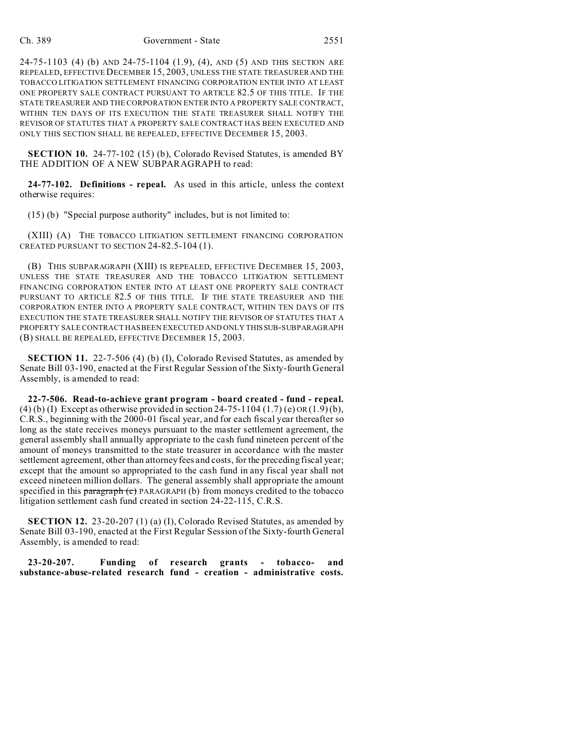24-75-1103 (4) (b) AND 24-75-1104 (1.9), (4), AND (5) AND THIS SECTION ARE REPEALED, EFFECTIVE DECEMBER 15, 2003, UNLESS THE STATE TREASURER AND THE TOBACCO LITIGATION SETTLEMENT FINANCING CORPORATION ENTER INTO AT LEAST ONE PROPERTY SALE CONTRACT PURSUANT TO ARTICLE 82.5 OF THIS TITLE. IF THE STATE TREASURER AND THE CORPORATION ENTER INTO A PROPERTY SALE CONTRACT, WITHIN TEN DAYS OF ITS EXECUTION THE STATE TREASURER SHALL NOTIFY THE REVISOR OF STATUTES THAT A PROPERTY SALE CONTRACT HAS BEEN EXECUTED AND ONLY THIS SECTION SHALL BE REPEALED, EFFECTIVE DECEMBER 15, 2003.

**SECTION 10.** 24-77-102 (15) (b), Colorado Revised Statutes, is amended BY THE ADDITION OF A NEW SUBPARAGRAPH to read:

**24-77-102. Definitions - repeal.** As used in this article, unless the context otherwise requires:

(15) (b) "Special purpose authority" includes, but is not limited to:

(XIII) (A) THE TOBACCO LITIGATION SETTLEMENT FINANCING CORPORATION CREATED PURSUANT TO SECTION 24-82.5-104 (1).

(B) THIS SUBPARAGRAPH (XIII) IS REPEALED, EFFECTIVE DECEMBER 15, 2003, UNLESS THE STATE TREASURER AND THE TOBACCO LITIGATION SETTLEMENT FINANCING CORPORATION ENTER INTO AT LEAST ONE PROPERTY SALE CONTRACT PURSUANT TO ARTICLE 82.5 OF THIS TITLE. IF THE STATE TREASURER AND THE CORPORATION ENTER INTO A PROPERTY SALE CONTRACT, WITHIN TEN DAYS OF ITS EXECUTION THE STATE TREASURER SHALL NOTIFY THE REVISOR OF STATUTES THAT A PROPERTY SALE CONTRACT HAS BEEN EXECUTED AND ONLY THIS SUB-SUBPARAGRAPH (B) SHALL BE REPEALED, EFFECTIVE DECEMBER 15, 2003.

**SECTION 11.** 22-7-506 (4) (b) (I), Colorado Revised Statutes, as amended by Senate Bill 03-190, enacted at the First Regular Session of the Sixty-fourth General Assembly, is amended to read:

**22-7-506. Read-to-achieve grant program - board created - fund - repeal.** (4) (b) (I) Except as otherwise provided in section 24-75-1104 (1.7) (e) OR (1.9) (b), C.R.S., beginning with the 2000-01 fiscal year, and for each fiscal year thereafter so long as the state receives moneys pursuant to the master settlement agreement, the general assembly shall annually appropriate to the cash fund nineteen percent of the amount of moneys transmitted to the state treasurer in accordance with the master settlement agreement, other than attorney fees and costs, for the preceding fiscal year; except that the amount so appropriated to the cash fund in any fiscal year shall not exceed nineteen million dollars. The general assembly shall appropriate the amount specified in this ~~paragraph (c)~~ PARAGRAPH (b) from moneys credited to the tobacco litigation settlement cash fund created in section 24-22-115, C.R.S.

**SECTION 12.** 23-20-207 (1) (a) (I), Colorado Revised Statutes, as amended by Senate Bill 03-190, enacted at the First Regular Session of the Sixty-fourth General Assembly, is amended to read:

**23-20-207. Funding of research grants - tobacco- and substance-abuse-related research fund - creation - administrative costs.**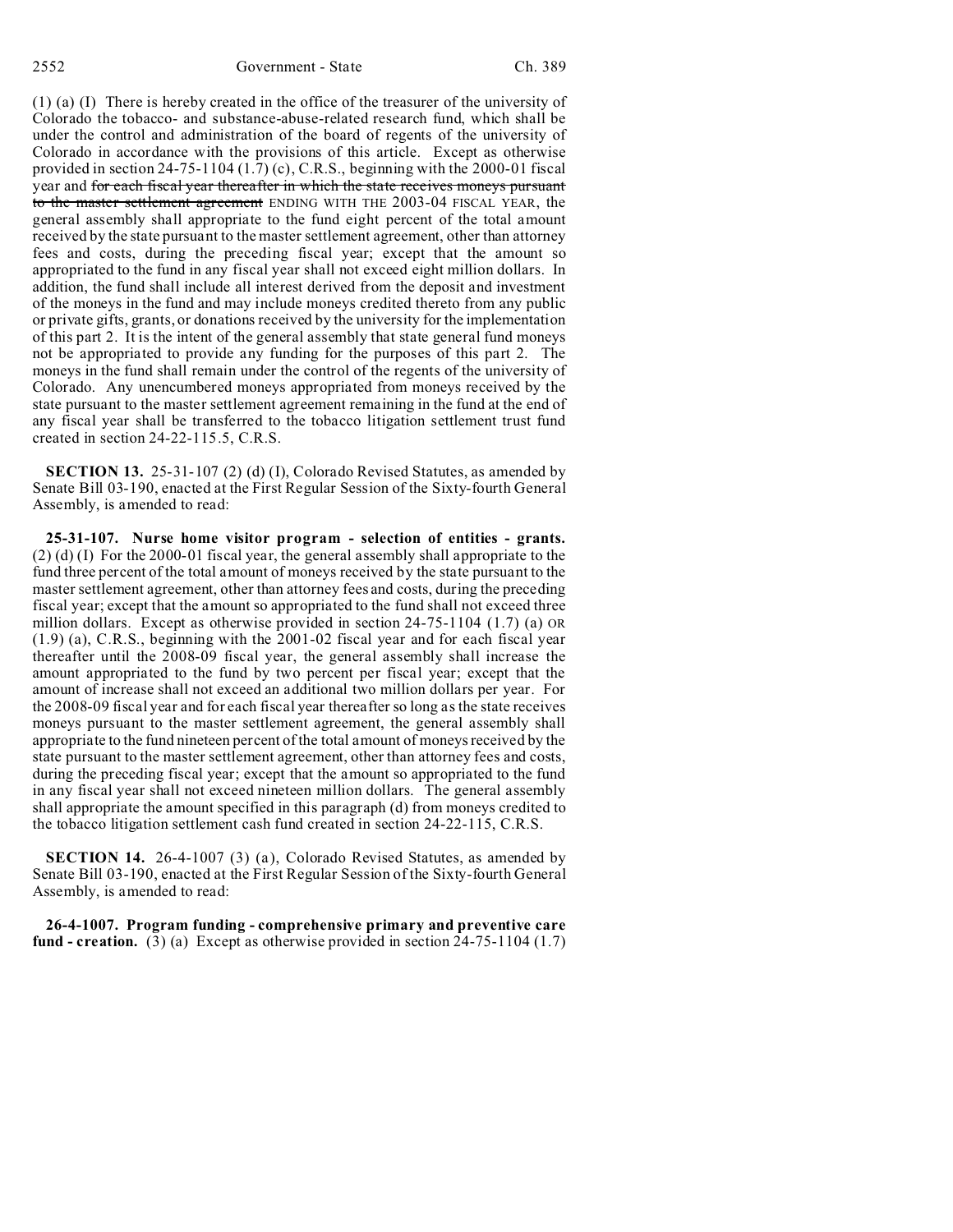(1) (a) (I) There is hereby created in the office of the treasurer of the university of Colorado the tobacco- and substance-abuse-related research fund, which shall be under the control and administration of the board of regents of the university of Colorado in accordance with the provisions of this article. Except as otherwise provided in section 24-75-1104 (1.7) (c), C.R.S., beginning with the 2000-01 fiscal year and ~~for each fiscal year thereafter in which the state receives moneys pursuant to the master settlement agreement~~ ENDING WITH THE 2003-04 FISCAL YEAR, the general assembly shall appropriate to the fund eight percent of the total amount received by the state pursuant to the master settlement agreement, other than attorney fees and costs, during the preceding fiscal year; except that the amount so appropriated to the fund in any fiscal year shall not exceed eight million dollars. In addition, the fund shall include all interest derived from the deposit and investment of the moneys in the fund and may include moneys credited thereto from any public or private gifts, grants, or donations received by the university for the implementation of this part 2. It is the intent of the general assembly that state general fund moneys not be appropriated to provide any funding for the purposes of this part 2. The moneys in the fund shall remain under the control of the regents of the university of Colorado. Any unencumbered moneys appropriated from moneys received by the state pursuant to the master settlement agreement remaining in the fund at the end of any fiscal year shall be transferred to the tobacco litigation settlement trust fund created in section 24-22-115.5, C.R.S.

**SECTION 13.** 25-31-107 (2) (d) (I), Colorado Revised Statutes, as amended by Senate Bill 03-190, enacted at the First Regular Session of the Sixty-fourth General Assembly, is amended to read:

**25-31-107. Nurse home visitor program - selection of entities - grants.** (2) (d) (I) For the 2000-01 fiscal year, the general assembly shall appropriate to the fund three percent of the total amount of moneys received by the state pursuant to the master settlement agreement, other than attorney fees and costs, during the preceding fiscal year; except that the amount so appropriated to the fund shall not exceed three million dollars. Except as otherwise provided in section 24-75-1104 (1.7) (a) OR (1.9) (a), C.R.S., beginning with the 2001-02 fiscal year and for each fiscal year thereafter until the 2008-09 fiscal year, the general assembly shall increase the amount appropriated to the fund by two percent per fiscal year; except that the amount of increase shall not exceed an additional two million dollars per year. For the 2008-09 fiscal year and for each fiscal year thereafter so long as the state receives moneys pursuant to the master settlement agreement, the general assembly shall appropriate to the fund nineteen percent of the total amount of moneys received by the state pursuant to the master settlement agreement, other than attorney fees and costs, during the preceding fiscal year; except that the amount so appropriated to the fund in any fiscal year shall not exceed nineteen million dollars. The general assembly shall appropriate the amount specified in this paragraph (d) from moneys credited to the tobacco litigation settlement cash fund created in section 24-22-115, C.R.S.

**SECTION 14.** 26-4-1007 (3) (a), Colorado Revised Statutes, as amended by Senate Bill 03-190, enacted at the First Regular Session of the Sixty-fourth General Assembly, is amended to read:

**26-4-1007. Program funding - comprehensive primary and preventive care fund - creation.** (3) (a) Except as otherwise provided in section 24-75-1104 (1.7)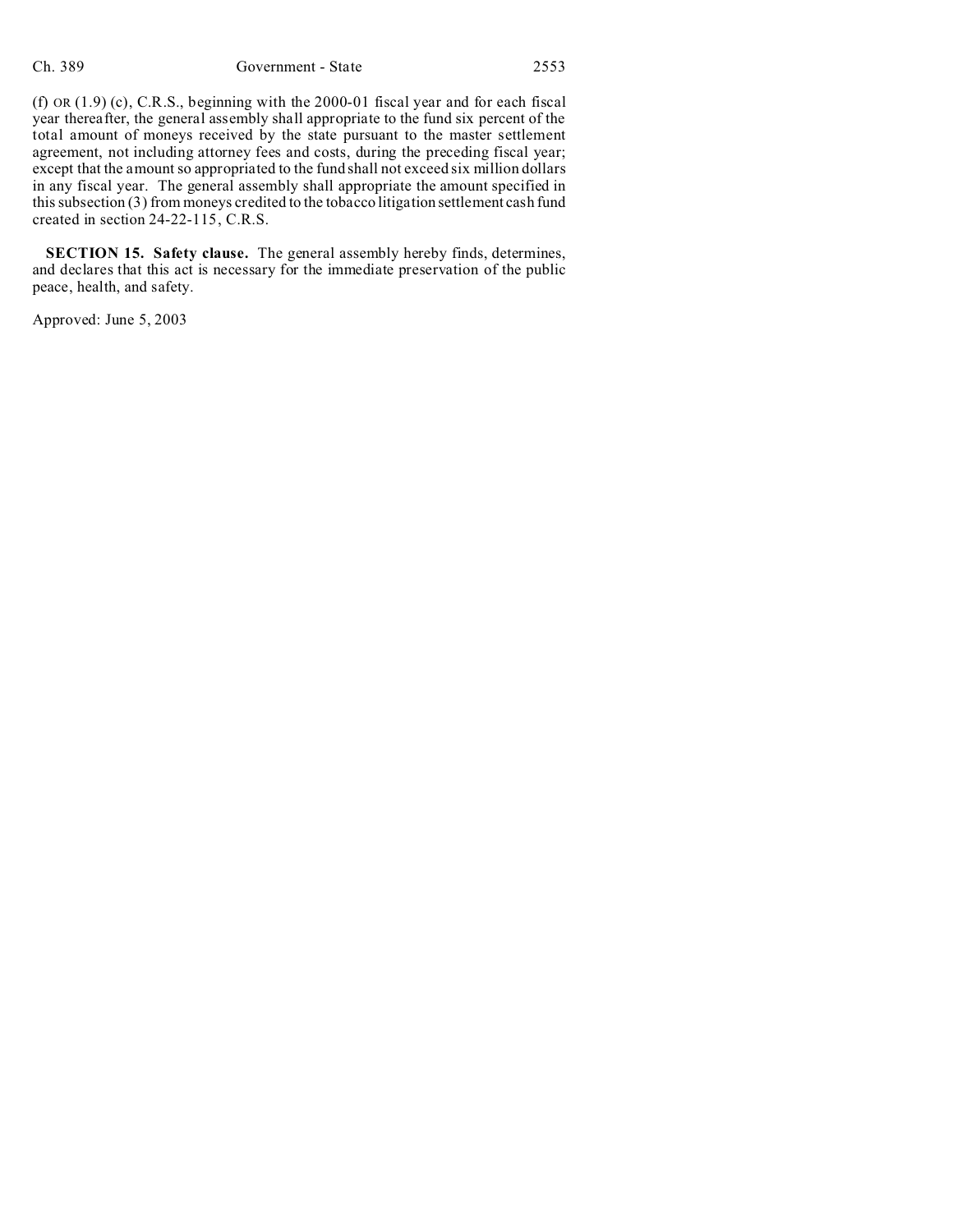(f) OR (1.9) (c), C.R.S., beginning with the 2000-01 fiscal year and for each fiscal year thereafter, the general assembly shall appropriate to the fund six percent of the total amount of moneys received by the state pursuant to the master settlement agreement, not including attorney fees and costs, during the preceding fiscal year; except that the amount so appropriated to the fund shall not exceed six million dollars in any fiscal year. The general assembly shall appropriate the amount specified in this subsection (3) from moneys credited to the tobacco litigation settlement cash fund created in section 24-22-115, C.R.S.

**SECTION 15. Safety clause.** The general assembly hereby finds, determines, and declares that this act is necessary for the immediate preservation of the public peace, health, and safety.

Approved: June 5, 2003